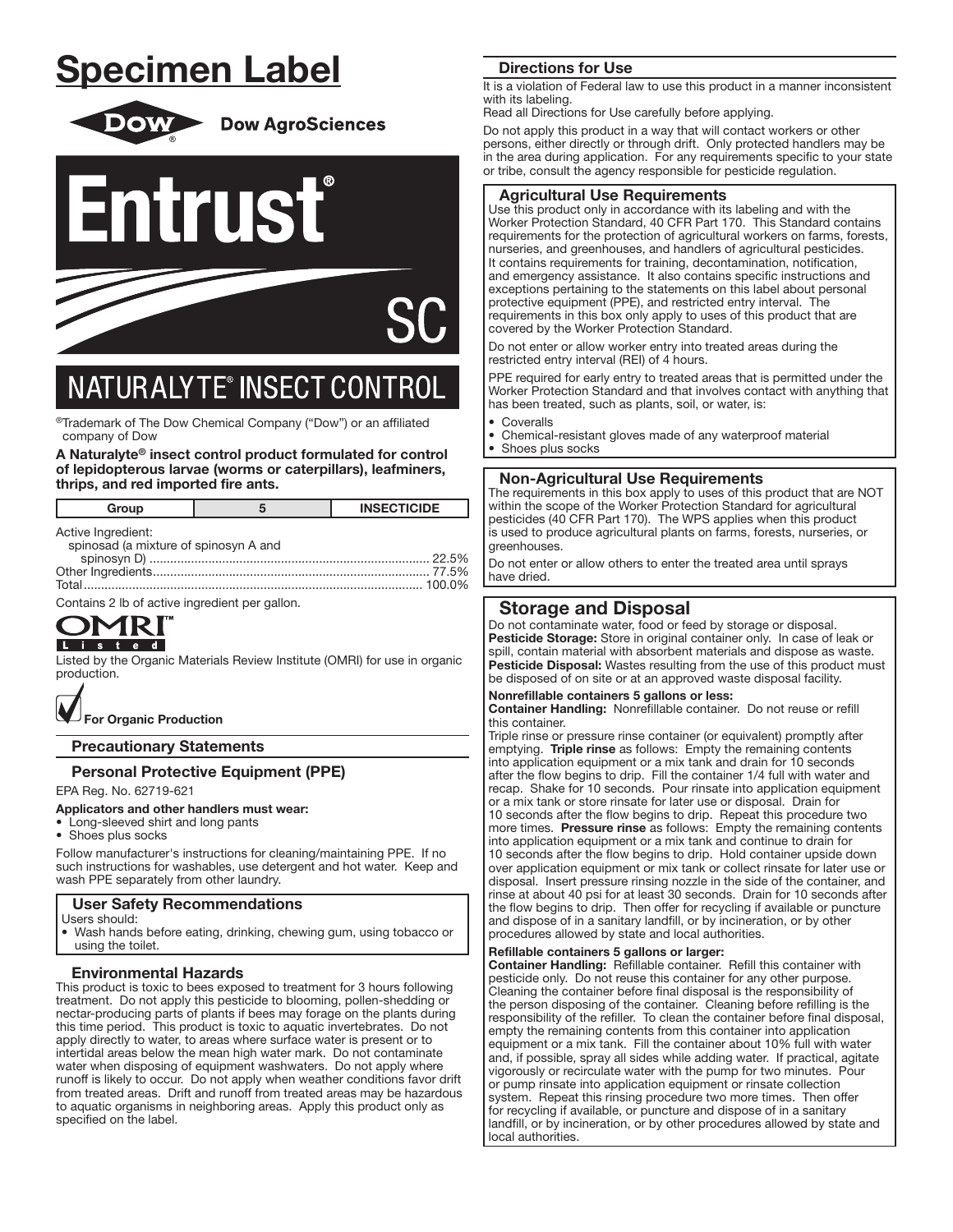# Specimen Label

Dow AgroSciences

# Entrust®

# SC

## NATURALYTE® INSECT CONTROL

®Trademark of The Dow Chemical Company ("Dow") or an affiliated company of Dow

**A Naturalyte® insect control product formulated for control of lepidopterous larvae (worms or caterpillars), leafminers, thrips, and red imported fire ants.**

| Group | 5 | INSECTICIDE |
|---|---|---|

Active Ingredient:
spinosad (a mixture of spinosyn A and spinosyn D) ........ 22.5%
Other Ingredients ........ 77.5%
Total ........ 100.0%

Contains 2 lb of active ingredient per gallon.

OMRI™ Listed

Listed by the Organic Materials Review Institute (OMRI) for use in organic production.

**For Organic Production**

### Precautionary Statements

### Personal Protective Equipment (PPE)

EPA Reg. No. 62719-621

**Applicators and other handlers must wear:**
- Long-sleeved shirt and long pants
- Shoes plus socks

Follow manufacturer's instructions for cleaning/maintaining PPE. If no such instructions for washables, use detergent and hot water. Keep and wash PPE separately from other laundry.

### User Safety Recommendations

Users should:
- Wash hands before eating, drinking, chewing gum, using tobacco or using the toilet.

### Environmental Hazards

This product is toxic to bees exposed to treatment for 3 hours following treatment. Do not apply this pesticide to blooming, pollen-shedding or nectar-producing parts of plants if bees may forage on the plants during this time period. This product is toxic to aquatic invertebrates. Do not apply directly to water, to areas where surface water is present or to intertidal areas below the mean high water mark. Do not contaminate water when disposing of equipment washwaters. Do not apply where runoff is likely to occur. Do not apply when weather conditions favor drift from treated areas. Drift and runoff from treated areas may be hazardous to aquatic organisms in neighboring areas. Apply this product only as specified on the label.

### Directions for Use

It is a violation of Federal law to use this product in a manner inconsistent with its labeling.

Read all Directions for Use carefully before applying.

Do not apply this product in a way that will contact workers or other persons, either directly or through drift. Only protected handlers may be in the area during application. For any requirements specific to your state or tribe, consult the agency responsible for pesticide regulation.

### Agricultural Use Requirements

Use this product only in accordance with its labeling and with the Worker Protection Standard, 40 CFR Part 170. This Standard contains requirements for the protection of agricultural workers on farms, forests, nurseries, and greenhouses, and handlers of agricultural pesticides. It contains requirements for training, decontamination, notification, and emergency assistance. It also contains specific instructions and exceptions pertaining to the statements on this label about personal protective equipment (PPE), and restricted entry interval. The requirements in this box only apply to uses of this product that are covered by the Worker Protection Standard.

Do not enter or allow worker entry into treated areas during the restricted entry interval (REI) of 4 hours.

PPE required for early entry to treated areas that is permitted under the Worker Protection Standard and that involves contact with anything that has been treated, such as plants, soil, or water, is:
- Coveralls
- Chemical-resistant gloves made of any waterproof material
- Shoes plus socks

### Non-Agricultural Use Requirements

The requirements in this box apply to uses of this product that are NOT within the scope of the Worker Protection Standard for agricultural pesticides (40 CFR Part 170). The WPS applies when this product is used to produce agricultural plants on farms, forests, nurseries, or greenhouses.

Do not enter or allow others to enter the treated area until sprays have dried.

## Storage and Disposal

Do not contaminate water, food or feed by storage or disposal.

**Pesticide Storage:** Store in original container only. In case of leak or spill, contain material with absorbent materials and dispose as waste.

**Pesticide Disposal:** Wastes resulting from the use of this product must be disposed of on site or at an approved waste disposal facility.

**Nonrefillable containers 5 gallons or less:**

**Container Handling:** Nonrefillable container. Do not reuse or refill this container.

Triple rinse or pressure rinse container (or equivalent) promptly after emptying. **Triple rinse** as follows: Empty the remaining contents into application equipment or a mix tank and drain for 10 seconds after the flow begins to drip. Fill the container 1/4 full with water and recap. Shake for 10 seconds. Pour rinsate into application equipment or a mix tank or store rinsate for later use or disposal. Drain for 10 seconds after the flow begins to drip. Repeat this procedure two more times. **Pressure rinse** as follows: Empty the remaining contents into application equipment or a mix tank and continue to drain for 10 seconds after the flow begins to drip. Hold container upside down over application equipment or mix tank or collect rinsate for later use or disposal. Insert pressure rinsing nozzle in the side of the container, and rinse at about 40 psi for at least 30 seconds. Drain for 10 seconds after the flow begins to drip. Then offer for recycling if available or puncture and dispose of in a sanitary landfill, or by incineration, or by other procedures allowed by state and local authorities.

**Refillable containers 5 gallons or larger:**

**Container Handling:** Refillable container. Refill this container with pesticide only. Do not reuse this container for any other purpose. Cleaning the container before final disposal is the responsibility of the person disposing of the container. Cleaning before refilling is the responsibility of the refiller. To clean the container before final disposal, empty the remaining contents from this container into application equipment or a mix tank. Fill the container about 10% full with water and, if possible, spray all sides while adding water. If practical, agitate vigorously or recirculate water with the pump for two minutes. Pour or pump rinsate into application equipment or rinsate collection system. Repeat this rinsing procedure two more times. Then offer for recycling if available, or puncture and dispose of in a sanitary landfill, or by incineration, or by other procedures allowed by state and local authorities.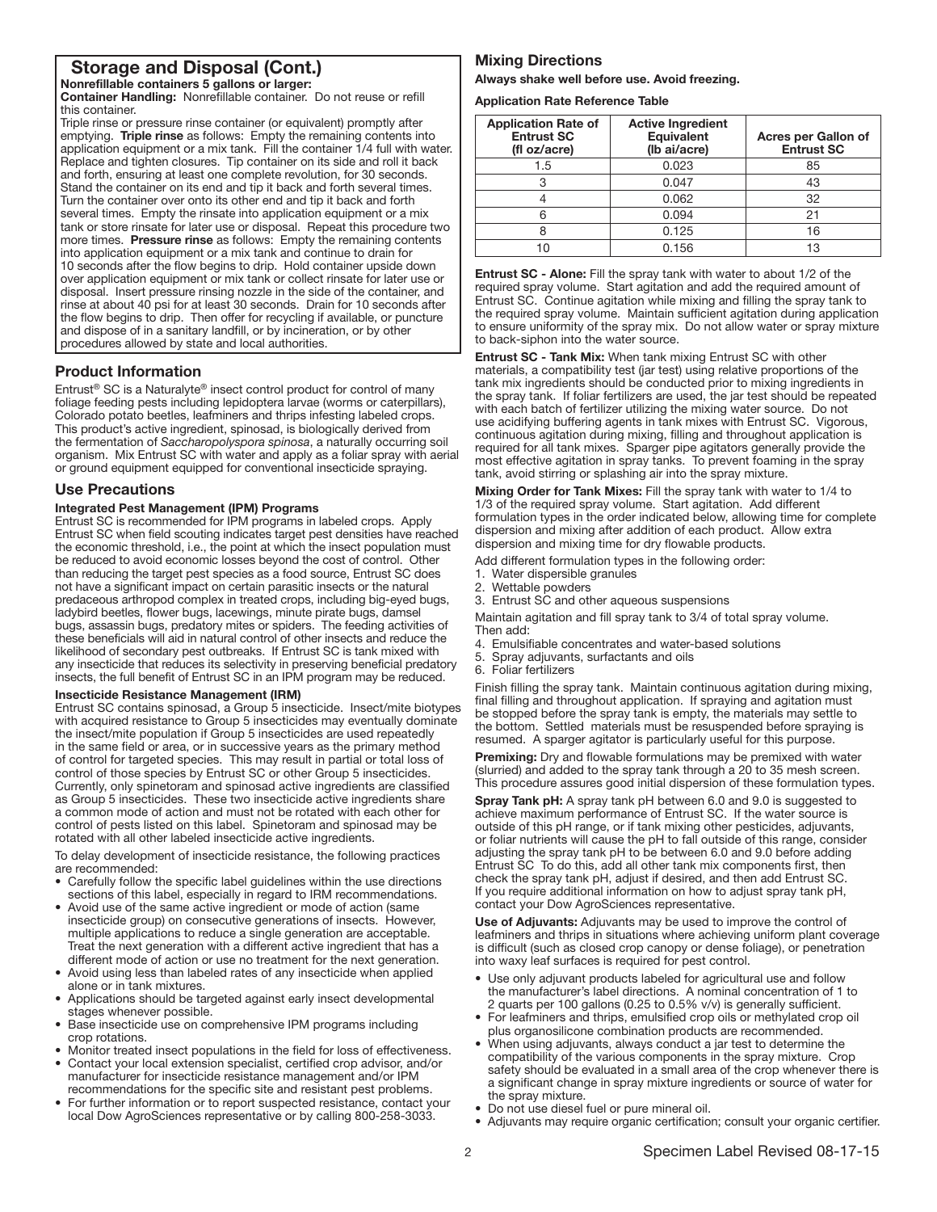## Storage and Disposal (Cont.)

**Nonrefillable containers 5 gallons or larger:**

**Container Handling:** Nonrefillable container. Do not reuse or refill this container.

Triple rinse or pressure rinse container (or equivalent) promptly after emptying. **Triple rinse** as follows: Empty the remaining contents into application equipment or a mix tank. Fill the container 1/4 full with water. Replace and tighten closures. Tip container on its side and roll it back and forth, ensuring at least one complete revolution, for 30 seconds. Stand the container on its end and tip it back and forth several times. Turn the container over onto its other end and tip it back and forth several times. Empty the rinsate into application equipment or a mix tank or store rinsate for later use or disposal. Repeat this procedure two more times. **Pressure rinse** as follows: Empty the remaining contents into application equipment or a mix tank and continue to drain for 10 seconds after the flow begins to drip. Hold container upside down over application equipment or mix tank or collect rinsate for later use or disposal. Insert pressure rinsing nozzle in the side of the container, and rinse at about 40 psi for at least 30 seconds. Drain for 10 seconds after the flow begins to drip. Then offer for recycling if available, or puncture and dispose of in a sanitary landfill, or by incineration, or by other procedures allowed by state and local authorities.

## Product Information

Entrust® SC is a Naturalyte® insect control product for control of many foliage feeding pests including lepidoptera larvae (worms or caterpillars), Colorado potato beetles, leafminers and thrips infesting labeled crops. This product's active ingredient, spinosad, is biologically derived from the fermentation of *Saccharopolyspora spinosa*, a naturally occurring soil organism. Mix Entrust SC with water and apply as a foliar spray with aerial or ground equipment equipped for conventional insecticide spraying.

## Use Precautions

### Integrated Pest Management (IPM) Programs

Entrust SC is recommended for IPM programs in labeled crops. Apply Entrust SC when field scouting indicates target pest densities have reached the economic threshold, i.e., the point at which the insect population must be reduced to avoid economic losses beyond the cost of control. Other than reducing the target pest species as a food source, Entrust SC does not have a significant impact on certain parasitic insects or the natural predaceous arthropod complex in treated crops, including big-eyed bugs, ladybird beetles, flower bugs, lacewings, minute pirate bugs, damsel bugs, assassin bugs, predatory mites or spiders. The feeding activities of these beneficials will aid in natural control of other insects and reduce the likelihood of secondary pest outbreaks. If Entrust SC is tank mixed with any insecticide that reduces its selectivity in preserving beneficial predatory insects, the full benefit of Entrust SC in an IPM program may be reduced.

### Insecticide Resistance Management (IRM)

Entrust SC contains spinosad, a Group 5 insecticide. Insect/mite biotypes with acquired resistance to Group 5 insecticides may eventually dominate the insect/mite population if Group 5 insecticides are used repeatedly in the same field or area, or in successive years as the primary method of control for targeted species. This may result in partial or total loss of control of those species by Entrust SC or other Group 5 insecticides. Currently, only spinetoram and spinosad active ingredients are classified as Group 5 insecticides. These two insecticide active ingredients share a common mode of action and must not be rotated with each other for control of pests listed on this label. Spinetoram and spinosad may be rotated with all other labeled insecticide active ingredients.

To delay development of insecticide resistance, the following practices are recommended:

- Carefully follow the specific label guidelines within the use directions sections of this label, especially in regard to IRM recommendations.
- Avoid use of the same active ingredient or mode of action (same insecticide group) on consecutive generations of insects. However, multiple applications to reduce a single generation are acceptable. Treat the next generation with a different active ingredient that has a different mode of action or use no treatment for the next generation.
- Avoid using less than labeled rates of any insecticide when applied alone or in tank mixtures.
- Applications should be targeted against early insect developmental stages whenever possible.
- Base insecticide use on comprehensive IPM programs including crop rotations.
- Monitor treated insect populations in the field for loss of effectiveness.
- Contact your local extension specialist, certified crop advisor, and/or manufacturer for insecticide resistance management and/or IPM recommendations for the specific site and resistant pest problems.
- For further information or to report suspected resistance, contact your local Dow AgroSciences representative or by calling 800-258-3033.

## Mixing Directions

**Always shake well before use. Avoid freezing.**

**Application Rate Reference Table**

| Application Rate of Entrust SC (fl oz/acre) | Active Ingredient Equivalent (lb ai/acre) | Acres per Gallon of Entrust SC |
|---|---|---|
| 1.5 | 0.023 | 85 |
| 3 | 0.047 | 43 |
| 4 | 0.062 | 32 |
| 6 | 0.094 | 21 |
| 8 | 0.125 | 16 |
| 10 | 0.156 | 13 |

**Entrust SC - Alone:** Fill the spray tank with water to about 1/2 of the required spray volume. Start agitation and add the required amount of Entrust SC. Continue agitation while mixing and filling the spray tank to the required spray volume. Maintain sufficient agitation during application to ensure uniformity of the spray mix. Do not allow water or spray mixture to back-siphon into the water source.

**Entrust SC - Tank Mix:** When tank mixing Entrust SC with other materials, a compatibility test (jar test) using relative proportions of the tank mix ingredients should be conducted prior to mixing ingredients in the spray tank. If foliar fertilizers are used, the jar test should be repeated with each batch of fertilizer utilizing the mixing water source. Do not use acidifying buffering agents in tank mixes with Entrust SC. Vigorous, continuous agitation during mixing, filling and throughout application is required for all tank mixes. Sparger pipe agitators generally provide the most effective agitation in spray tanks. To prevent foaming in the spray tank, avoid stirring or splashing air into the spray mixture.

**Mixing Order for Tank Mixes:** Fill the spray tank with water to 1/4 to 1/3 of the required spray volume. Start agitation. Add different formulation types in the order indicated below, allowing time for complete dispersion and mixing after addition of each product. Allow extra dispersion and mixing time for dry flowable products.

Add different formulation types in the following order:

1. Water dispersible granules
2. Wettable powders
3. Entrust SC and other aqueous suspensions

Maintain agitation and fill spray tank to 3/4 of total spray volume. Then add:

4. Emulsifiable concentrates and water-based solutions
5. Spray adjuvants, surfactants and oils
6. Foliar fertilizers

Finish filling the spray tank. Maintain continuous agitation during mixing, final filling and throughout application. If spraying and agitation must be stopped before the spray tank is empty, the materials may settle to the bottom. Settled materials must be resuspended before spraying is resumed. A sparger agitator is particularly useful for this purpose.

**Premixing:** Dry and flowable formulations may be premixed with water (slurried) and added to the spray tank through a 20 to 35 mesh screen. This procedure assures good initial dispersion of these formulation types.

**Spray Tank pH:** A spray tank pH between 6.0 and 9.0 is suggested to achieve maximum performance of Entrust SC. If the water source is outside of this pH range, or if tank mixing other pesticides, adjuvants, or foliar nutrients will cause the pH to fall outside of this range, consider adjusting the spray tank pH to be between 6.0 and 9.0 before adding Entrust SC To do this, add all other tank mix components first, then check the spray tank pH, adjust if desired, and then add Entrust SC. If you require additional information on how to adjust spray tank pH, contact your Dow AgroSciences representative.

**Use of Adjuvants:** Adjuvants may be used to improve the control of leafminers and thrips in situations where achieving uniform plant coverage is difficult (such as closed crop canopy or dense foliage), or penetration into waxy leaf surfaces is required for pest control.

- Use only adjuvant products labeled for agricultural use and follow the manufacturer's label directions. A nominal concentration of 1 to 2 quarts per 100 gallons (0.25 to 0.5% v/v) is generally sufficient.
- For leafminers and thrips, emulsified crop oils or methylated crop oil plus organosilicone combination products are recommended.
- When using adjuvants, always conduct a jar test to determine the compatibility of the various components in the spray mixture. Crop safety should be evaluated in a small area of the crop whenever there is a significant change in spray mixture ingredients or source of water for the spray mixture.
- Do not use diesel fuel or pure mineral oil.
- Adjuvants may require organic certification; consult your organic certifier.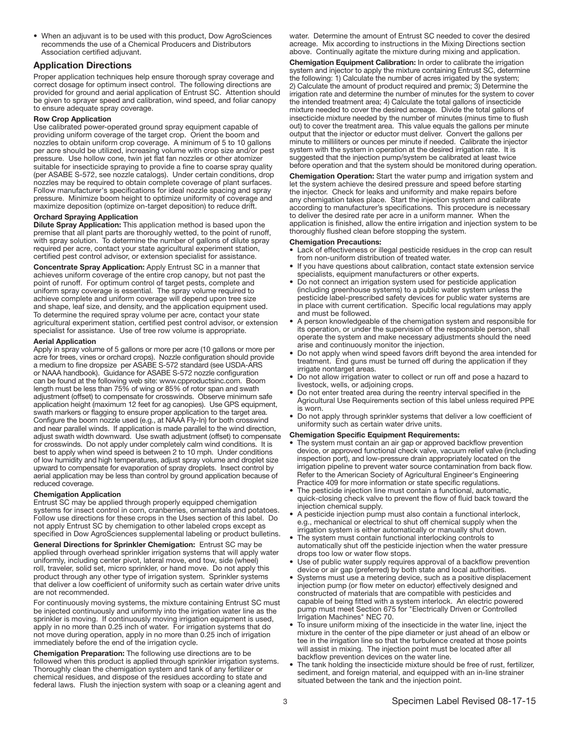- When an adjuvant is to be used with this product, Dow AgroSciences recommends the use of a Chemical Producers and Distributors Association certified adjuvant.

## Application Directions

Proper application techniques help ensure thorough spray coverage and correct dosage for optimum insect control. The following directions are provided for ground and aerial application of Entrust SC. Attention should be given to sprayer speed and calibration, wind speed, and foliar canopy to ensure adequate spray coverage.

**Row Crop Application**

Use calibrated power-operated ground spray equipment capable of providing uniform coverage of the target crop. Orient the boom and nozzles to obtain uniform crop coverage. A minimum of 5 to 10 gallons per acre should be utilized, increasing volume with crop size and/or pest pressure. Use hollow cone, twin jet flat fan nozzles or other atomizer suitable for insecticide spraying to provide a fine to coarse spray quality (per ASABE S-572, see nozzle catalogs). Under certain conditions, drop nozzles may be required to obtain complete coverage of plant surfaces. Follow manufacturer's specifications for ideal nozzle spacing and spray pressure. Minimize boom height to optimize uniformity of coverage and maximize deposition (optimize on-target deposition) to reduce drift.

**Orchard Spraying Application**

**Dilute Spray Application:** This application method is based upon the premise that all plant parts are thoroughly wetted, to the point of runoff, with spray solution. To determine the number of gallons of dilute spray required per acre, contact your state agricultural experiment station, certified pest control advisor, or extension specialist for assistance.

**Concentrate Spray Application:** Apply Entrust SC in a manner that achieves uniform coverage of the entire crop canopy, but not past the point of runoff. For optimum control of target pests, complete and uniform spray coverage is essential. The spray volume required to achieve complete and uniform coverage will depend upon tree size and shape, leaf size, and density, and the application equipment used. To determine the required spray volume per acre, contact your state agricultural experiment station, certified pest control advisor, or extension specialist for assistance. Use of tree row volume is appropriate.

**Aerial Application**

Apply in spray volume of 5 gallons or more per acre (10 gallons or more per acre for trees, vines or orchard crops). Nozzle configuration should provide a medium to fine dropsize per ASABE S-572 standard (see USDA-ARS or NAAA handbook). Guidance for ASABE S-572 nozzle configuration can be found at the following web site: www.cpproductsinc.com. Boom length must be less than 75% of wing or 85% of rotor span and swath adjustment (offset) to compensate for crosswinds. Observe minimum safe application height (maximum 12 feet for ag canopies). Use GPS equipment, swath markers or flagging to ensure proper application to the target area. Configure the boom nozzle used (e.g., at NAAA Fly-In) for both crosswind and near parallel winds. If application is made parallel to the wind direction, adjust swath width downward. Use swath adjustment (offset) to compensate for crosswinds. Do not apply under completely calm wind conditions. It is best to apply when wind speed is between 2 to 10 mph. Under conditions of low humidity and high temperatures, adjust spray volume and droplet size upward to compensate for evaporation of spray droplets. Insect control by aerial application may be less than control by ground application because of reduced coverage.

**Chemigation Application**

Entrust SC may be applied through properly equipped chemigation systems for insect control in corn, cranberries, ornamentals and potatoes. Follow use directions for these crops in the Uses section of this label. Do not apply Entrust SC by chemigation to other labeled crops except as specified in Dow AgroSciences supplemental labeling or product bulletins.

**General Directions for Sprinkler Chemigation:** Entrust SC may be applied through overhead sprinkler irrigation systems that will apply water uniformly, including center pivot, lateral move, end tow, side (wheel) roll, traveler, solid set, micro sprinkler, or hand move. Do not apply this product through any other type of irrigation system. Sprinkler systems that deliver a low coefficient of uniformity such as certain water drive units are not recommended.

For continuously moving systems, the mixture containing Entrust SC must be injected continuously and uniformly into the irrigation water line as the sprinkler is moving. If continuously moving irrigation equipment is used, apply in no more than 0.25 inch of water. For irrigation systems that do not move during operation, apply in no more than 0.25 inch of irrigation immediately before the end of the irrigation cycle.

**Chemigation Preparation:** The following use directions are to be followed when this product is applied through sprinkler irrigation systems. Thoroughly clean the chemigation system and tank of any fertilizer or chemical residues, and dispose of the residues according to state and federal laws. Flush the injection system with soap or a cleaning agent and water. Determine the amount of Entrust SC needed to cover the desired acreage. Mix according to instructions in the Mixing Directions section above. Continually agitate the mixture during mixing and application.

**Chemigation Equipment Calibration:** In order to calibrate the irrigation system and injector to apply the mixture containing Entrust SC, determine the following: 1) Calculate the number of acres irrigated by the system; 2) Calculate the amount of product required and premix; 3) Determine the irrigation rate and determine the number of minutes for the system to cover the intended treatment area; 4) Calculate the total gallons of insecticide mixture needed to cover the desired acreage. Divide the total gallons of insecticide mixture needed by the number of minutes (minus time to flush out) to cover the treatment area. This value equals the gallons per minute output that the injector or eductor must deliver. Convert the gallons per minute to milliliters or ounces per minute if needed. Calibrate the injector system with the system in operation at the desired irrigation rate. It is suggested that the injection pump/system be calibrated at least twice before operation and that the system should be monitored during operation.

**Chemigation Operation:** Start the water pump and irrigation system and let the system achieve the desired pressure and speed before starting the injector. Check for leaks and uniformity and make repairs before any chemigation takes place. Start the injection system and calibrate according to manufacturer's specifications. This procedure is necessary to deliver the desired rate per acre in a uniform manner. When the application is finished, allow the entire irrigation and injection system to be thoroughly flushed clean before stopping the system.

**Chemigation Precautions:**

- Lack of effectiveness or illegal pesticide residues in the crop can result from non-uniform distribution of treated water.
- If you have questions about calibration, contact state extension service specialists, equipment manufacturers or other experts.
- Do not connect an irrigation system used for pesticide application (including greenhouse systems) to a public water system unless the pesticide label-prescribed safety devices for public water systems are in place with current certification. Specific local regulations may apply and must be followed.
- A person knowledgeable of the chemigation system and responsible for its operation, or under the supervision of the responsible person, shall operate the system and make necessary adjustments should the need arise and continuously monitor the injection.
- Do not apply when wind speed favors drift beyond the area intended for treatment. End guns must be turned off during the application if they irrigate nontarget areas.
- Do not allow irrigation water to collect or run off and pose a hazard to livestock, wells, or adjoining crops.
- Do not enter treated area during the reentry interval specified in the Agricultural Use Requirements section of this label unless required PPE is worn.
- Do not apply through sprinkler systems that deliver a low coefficient of uniformity such as certain water drive units.

**Chemigation Specific Equipment Requirements:**

- The system must contain an air gap or approved backflow prevention device, or approved functional check valve, vacuum relief valve (including inspection port), and low-pressure drain appropriately located on the irrigation pipeline to prevent water source contamination from back flow. Refer to the American Society of Agricultural Engineer's Engineering Practice 409 for more information or state specific regulations.
- The pesticide injection line must contain a functional, automatic, quick-closing check valve to prevent the flow of fluid back toward the injection chemical supply.
- A pesticide injection pump must also contain a functional interlock, e.g., mechanical or electrical to shut off chemical supply when the irrigation system is either automatically or manually shut down.
- The system must contain functional interlocking controls to automatically shut off the pesticide injection when the water pressure drops too low or water flow stops.
- Use of public water supply requires approval of a backflow prevention device or air gap (preferred) by both state and local authorities.
- Systems must use a metering device, such as a positive displacement injection pump (or flow meter on eductor) effectively designed and constructed of materials that are compatible with pesticides and capable of being fitted with a system interlock. An electric powered pump must meet Section 675 for "Electrically Driven or Controlled Irrigation Machines" NEC 70.
- To insure uniform mixing of the insecticide in the water line, inject the mixture in the center of the pipe diameter or just ahead of an elbow or tee in the irrigation line so that the turbulence created at those points will assist in mixing. The injection point must be located after all backflow prevention devices on the water line.
- The tank holding the insecticide mixture should be free of rust, fertilizer, sediment, and foreign material, and equipped with an in-line strainer situated between the tank and the injection point.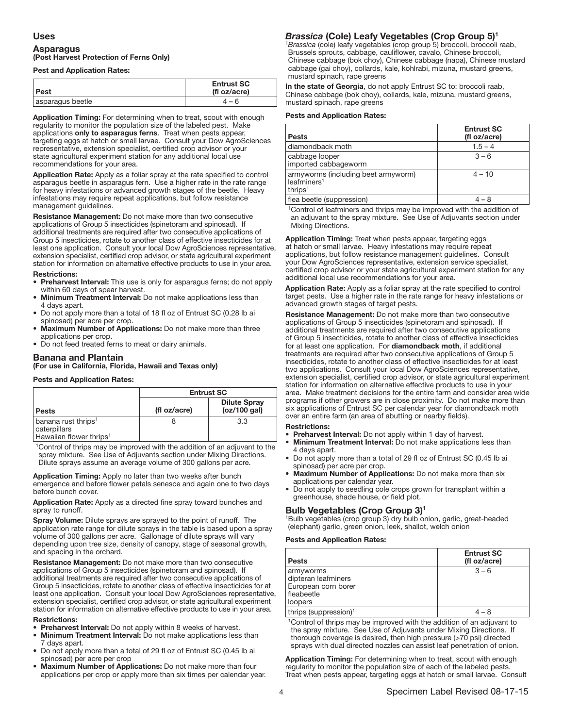## Uses

### Asparagus
**(Post Harvest Protection of Ferns Only)**

**Pest and Application Rates:**

| Pest | Entrust SC (fl oz/acre) |
|---|---|
| asparagus beetle | 4 – 6 |

**Application Timing:** For determining when to treat, scout with enough regularity to monitor the population size of the labeled pest. Make applications **only to asparagus ferns**. Treat when pests appear, targeting eggs at hatch or small larvae. Consult your Dow AgroSciences representative, extension specialist, certified crop advisor or your state agricultural experiment station for any additional local use recommendations for your area.

**Application Rate:** Apply as a foliar spray at the rate specified to control asparagus beetle in asparagus fern. Use a higher rate in the rate range for heavy infestations or advanced growth stages of the beetle. Heavy infestations may require repeat applications, but follow resistance management guidelines.

**Resistance Management:** Do not make more than two consecutive applications of Group 5 insecticides (spinetoram and spinosad). If additional treatments are required after two consecutive applications of Group 5 insecticides, rotate to another class of effective insecticides for at least one application. Consult your local Dow AgroSciences representative, extension specialist, certified crop advisor, or state agricultural experiment station for information on alternative effective products to use in your area.

**Restrictions:**

- **Preharvest Interval:** This use is only for asparagus ferns; do not apply within 60 days of spear harvest.
- **Minimum Treatment Interval:** Do not make applications less than 4 days apart.
- Do not apply more than a total of 18 fl oz of Entrust SC (0.28 lb ai spinosad) per acre per crop.
- **Maximum Number of Applications:** Do not make more than three applications per crop.
- Do not feed treated ferns to meat or dairy animals.

### Banana and Plantain
**(For use in California, Florida, Hawaii and Texas only)**

**Pests and Application Rates:**

| Pests | Entrust SC | |
|---|---|---|
| | (fl oz/acre) | Dilute Spray (oz/100 gal) |
| banana rust thrips[1]<br>caterpillars<br>Hawaiian flower thrips[1] | 8 | 3.3 |

[1]Control of thrips may be improved with the addition of an adjuvant to the spray mixture. See Use of Adjuvants section under Mixing Directions. Dilute sprays assume an average volume of 300 gallons per acre.

**Application Timing:** Apply no later than two weeks after bunch emergence and before flower petals senesce and again one to two days before bunch cover.

**Application Rate:** Apply as a directed fine spray toward bunches and spray to runoff.

**Spray Volume:** Dilute sprays are sprayed to the point of runoff. The application rate range for dilute sprays in the table is based upon a spray volume of 300 gallons per acre. Gallonage of dilute sprays will vary depending upon tree size, density of canopy, stage of seasonal growth, and spacing in the orchard.

**Resistance Management:** Do not make more than two consecutive applications of Group 5 insecticides (spinetoram and spinosad). If additional treatments are required after two consecutive applications of Group 5 insecticides, rotate to another class of effective insecticides for at least one application. Consult your local Dow AgroSciences representative, extension specialist, certified crop advisor, or state agricultural experiment station for information on alternative effective products to use in your area.

**Restrictions:**

- **Preharvest Interval:** Do not apply within 8 weeks of harvest.
- **Minimum Treatment Interval:** Do not make applications less than 7 days apart.
- Do not apply more than a total of 29 fl oz of Entrust SC (0.45 lb ai spinosad) per acre per crop
- **Maximum Number of Applications:** Do not make more than four applications per crop or apply more than six times per calendar year.

### *Brassica* (Cole) Leafy Vegetables (Crop Group 5)[1]

[1]*Brassica* (cole) leafy vegetables (crop group 5) broccoli, broccoli raab, Brussels sprouts, cabbage, cauliflower, cavalo, Chinese broccoli, Chinese cabbage (bok choy), Chinese cabbage (napa), Chinese mustard cabbage (gai choy), collards, kale, kohlrabi, mizuna, mustard greens, mustard spinach, rape greens

**In the state of Georgia**, do not apply Entrust SC to: broccoli raab, Chinese cabbage (bok choy), collards, kale, mizuna, mustard greens, mustard spinach, rape greens

**Pests and Application Rates:**

| Pests | Entrust SC (fl oz/acre) |
|---|---|
| diamondback moth | 1.5 – 4 |
| cabbage looper<br>imported cabbageworm | 3 – 6 |
| armyworms (including beet armyworm)<br>leafminers[1]<br>thrips[1] | 4 – 10 |
| flea beetle (suppression) | 4 – 8 |

[1]Control of leafminers and thrips may be improved with the addition of an adjuvant to the spray mixture. See Use of Adjuvants section under Mixing Directions.

**Application Timing:** Treat when pests appear, targeting eggs at hatch or small larvae. Heavy infestations may require repeat applications, but follow resistance management guidelines. Consult your Dow AgroSciences representative, extension service specialist, certified crop advisor or your state agricultural experiment station for any additional local use recommendations for your area.

**Application Rate:** Apply as a foliar spray at the rate specified to control target pests. Use a higher rate in the rate range for heavy infestations or advanced growth stages of target pests.

**Resistance Management:** Do not make more than two consecutive applications of Group 5 insecticides (spinetoram and spinosad). If additional treatments are required after two consecutive applications of Group 5 insecticides, rotate to another class of effective insecticides for at least one application. For **diamondback moth**, if additional treatments are required after two consecutive applications of Group 5 insecticides, rotate to another class of effective insecticides for at least two applications. Consult your local Dow AgroSciences representative, extension specialist, certified crop advisor, or state agricultural experiment station for information on alternative effective products to use in your area. Make treatment decisions for the entire farm and consider area wide programs if other growers are in close proximity. Do not make more than six applications of Entrust SC per calendar year for diamondback moth over an entire farm (an area of abutting or nearby fields).

**Restrictions:**

- **Preharvest Interval:** Do not apply within 1 day of harvest.
- **Minimum Treatment Interval:** Do not make applications less than 4 days apart.
- Do not apply more than a total of 29 fl oz of Entrust SC (0.45 lb ai spinosad) per acre per crop.
- **Maximum Number of Applications:** Do not make more than six applications per calendar year.
- Do not apply to seedling cole crops grown for transplant within a greenhouse, shade house, or field plot.

### Bulb Vegetables (Crop Group 3)[1]

[1]Bulb vegetables (crop group 3) dry bulb onion, garlic, great-headed (elephant) garlic, green onion, leek, shallot, welch onion

**Pests and Application Rates:**

| Pests | Entrust SC (fl oz/acre) |
|---|---|
| armyworms<br>dipteran leafminers<br>European corn borer<br>fleabeetle<br>loopers | 3 – 6 |
| thrips (suppression)[1] | 4 – 8 |

[1]Control of thrips may be improved with the addition of an adjuvant to the spray mixture. See Use of Adjuvants under Mixing Directions. If thorough coverage is desired, then high pressure (>70 psi) directed sprays with dual directed nozzles can assist leaf penetration of onion.

**Application Timing:** For determining when to treat, scout with enough regularity to monitor the population size of each of the labeled pests. Treat when pests appear, targeting eggs at hatch or small larvae. Consult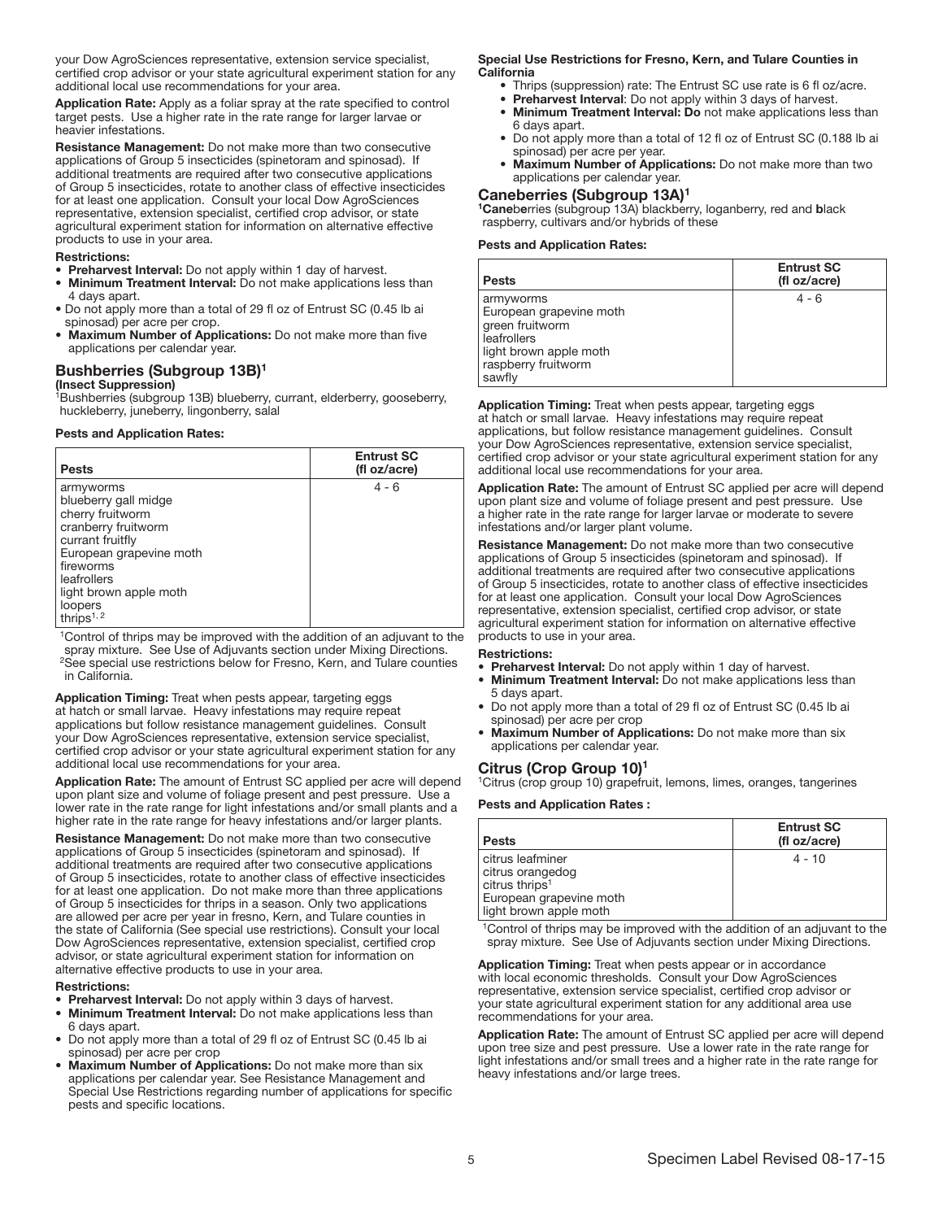your Dow AgroSciences representative, extension service specialist, certified crop advisor or your state agricultural experiment station for any additional local use recommendations for your area.

**Application Rate:** Apply as a foliar spray at the rate specified to control target pests. Use a higher rate in the rate range for larger larvae or heavier infestations.

**Resistance Management:** Do not make more than two consecutive applications of Group 5 insecticides (spinetoram and spinosad). If additional treatments are required after two consecutive applications of Group 5 insecticides, rotate to another class of effective insecticides for at least one application. Consult your local Dow AgroSciences representative, extension specialist, certified crop advisor, or state agricultural experiment station for information on alternative effective products to use in your area.

**Restrictions:**

- **Preharvest Interval:** Do not apply within 1 day of harvest.
- **Minimum Treatment Interval:** Do not make applications less than 4 days apart.
- Do not apply more than a total of 29 fl oz of Entrust SC (0.45 lb ai spinosad) per acre per crop.
- **Maximum Number of Applications:** Do not make more than five applications per calendar year.

## Bushberries (Subgroup 13B)[1]

**(Insect Suppression)**

[1]Bushberries (subgroup 13B) blueberry, currant, elderberry, gooseberry, huckleberry, juneberry, lingonberry, salal

**Pests and Application Rates:**

| Pests | Entrust SC (fl oz/acre) |
|---|---|
| armyworms<br>blueberry gall midge<br>cherry fruitworm<br>cranberry fruitworm<br>currant fruitfly<br>European grapevine moth<br>fireworms<br>leafrollers<br>light brown apple moth<br>loopers<br>thrips[1, 2] | 4 - 6 |

[1]Control of thrips may be improved with the addition of an adjuvant to the spray mixture. See Use of Adjuvants section under Mixing Directions.
[2]See special use restrictions below for Fresno, Kern, and Tulare counties in California.

**Application Timing:** Treat when pests appear, targeting eggs at hatch or small larvae. Heavy infestations may require repeat applications but follow resistance management guidelines. Consult your Dow AgroSciences representative, extension service specialist, certified crop advisor or your state agricultural experiment station for any additional local use recommendations for your area.

**Application Rate:** The amount of Entrust SC applied per acre will depend upon plant size and volume of foliage present and pest pressure. Use a lower rate in the rate range for light infestations and/or small plants and a higher rate in the rate range for heavy infestations and/or larger plants.

**Resistance Management:** Do not make more than two consecutive applications of Group 5 insecticides (spinetoram and spinosad). If additional treatments are required after two consecutive applications of Group 5 insecticides, rotate to another class of effective insecticides for at least one application. Do not make more than three applications of Group 5 insecticides for thrips in a season. Only two applications are allowed per acre per year in fresno, Kern, and Tulare counties in the state of California (See special use restrictions). Consult your local Dow AgroSciences representative, extension specialist, certified crop advisor, or state agricultural experiment station for information on alternative effective products to use in your area.

**Restrictions:**

- **Preharvest Interval:** Do not apply within 3 days of harvest.
- **Minimum Treatment Interval:** Do not make applications less than 6 days apart.
- Do not apply more than a total of 29 fl oz of Entrust SC (0.45 lb ai spinosad) per acre per crop
- **Maximum Number of Applications:** Do not make more than six applications per calendar year. See Resistance Management and Special Use Restrictions regarding number of applications for specific pests and specific locations.

**Special Use Restrictions for Fresno, Kern, and Tulare Counties in California**

- Thrips (suppression) rate: The Entrust SC use rate is 6 fl oz/acre.
- **Preharvest Interval**: Do not apply within 3 days of harvest.
- **Minimum Treatment Interval: Do** not make applications less than 6 days apart.
- Do not apply more than a total of 12 fl oz of Entrust SC (0.188 lb ai spinosad) per acre per year.
- **Maximum Number of Applications:** Do not make more than two applications per calendar year.

## Caneberries (Subgroup 13A)[1]

[1]Caneberries (subgroup 13A) blackberry, loganberry, red and black raspberry, cultivars and/or hybrids of these

**Pests and Application Rates:**

| Pests | Entrust SC (fl oz/acre) |
|---|---|
| armyworms<br>European grapevine moth<br>green fruitworm<br>leafrollers<br>light brown apple moth<br>raspberry fruitworm<br>sawfly | 4 - 6 |

**Application Timing:** Treat when pests appear, targeting eggs at hatch or small larvae. Heavy infestations may require repeat applications, but follow resistance management guidelines. Consult your Dow AgroSciences representative, extension service specialist, certified crop advisor or your state agricultural experiment station for any additional local use recommendations for your area.

**Application Rate:** The amount of Entrust SC applied per acre will depend upon plant size and volume of foliage present and pest pressure. Use a higher rate in the rate range for larger larvae or moderate to severe infestations and/or larger plant volume.

**Resistance Management:** Do not make more than two consecutive applications of Group 5 insecticides (spinetoram and spinosad). If additional treatments are required after two consecutive applications of Group 5 insecticides, rotate to another class of effective insecticides for at least one application. Consult your local Dow AgroSciences representative, extension specialist, certified crop advisor, or state agricultural experiment station for information on alternative effective products to use in your area.

**Restrictions:**

- **Preharvest Interval:** Do not apply within 1 day of harvest.
- **Minimum Treatment Interval:** Do not make applications less than 5 days apart.
- Do not apply more than a total of 29 fl oz of Entrust SC (0.45 lb ai spinosad) per acre per crop
- **Maximum Number of Applications:** Do not make more than six applications per calendar year.

## Citrus (Crop Group 10)[1]

[1]Citrus (crop group 10) grapefruit, lemons, limes, oranges, tangerines

**Pests and Application Rates :**

| Pests | Entrust SC (fl oz/acre) |
|---|---|
| citrus leafminer<br>citrus orangedog<br>citrus thrips[1]<br>European grapevine moth<br>light brown apple moth | 4 - 10 |

[1]Control of thrips may be improved with the addition of an adjuvant to the spray mixture. See Use of Adjuvants section under Mixing Directions.

**Application Timing:** Treat when pests appear or in accordance with local economic thresholds. Consult your Dow AgroSciences representative, extension service specialist, certified crop advisor or your state agricultural experiment station for any additional area use recommendations for your area.

**Application Rate:** The amount of Entrust SC applied per acre will depend upon tree size and pest pressure. Use a lower rate in the rate range for light infestations and/or small trees and a higher rate in the rate range for heavy infestations and/or large trees.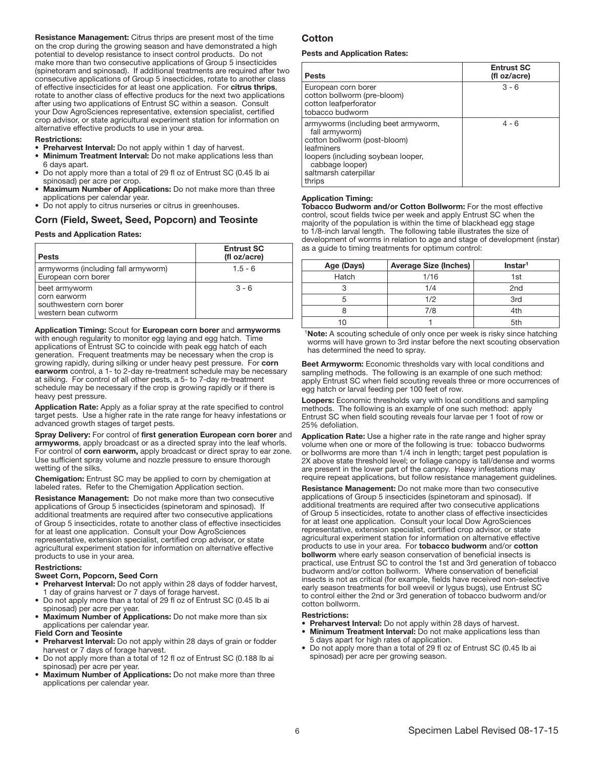**Resistance Management:** Citrus thrips are present most of the time on the crop during the growing season and have demonstrated a high potential to develop resistance to insect control products. Do not make more than two consecutive applications of Group 5 insecticides (spinetoram and spinosad). If additional treatments are required after two consecutive applications of Group 5 insecticides, rotate to another class of effective insecticides for at least one application. For **citrus thrips**, rotate to another class of effective producs for the next two applications after using two applications of Entrust SC within a season. Consult your Dow AgroSciences representative, extension specialist, certified crop advisor, or state agricultural experiment station for information on alternative effective products to use in your area.

**Restrictions:**

- **Preharvest Interval:** Do not apply within 1 day of harvest.
- **Minimum Treatment Interval:** Do not make applications less than 6 days apart.
- Do not apply more than a total of 29 fl oz of Entrust SC (0.45 lb ai spinosad) per acre per crop.
- **Maximum Number of Applications:** Do not make more than three applications per calendar year.
- Do not apply to citrus nurseries or citrus in greenhouses.

## Corn (Field, Sweet, Seed, Popcorn) and Teosinte

**Pests and Application Rates:**

| Pests | Entrust SC (fl oz/acre) |
|---|---|
| armyworms (including fall armyworm)<br>European corn borer | 1.5 - 6 |
| beet armyworm<br>corn earworm<br>southwestern corn borer<br>western bean cutworm | 3 - 6 |

**Application Timing:** Scout for **European corn borer** and **armyworms** with enough regularity to monitor egg laying and egg hatch. Time applications of Entrust SC to coincide with peak egg hatch of each generation. Frequent treatments may be necessary when the crop is growing rapidly, during silking or under heavy pest pressure. For **corn earworm** control, a 1- to 2-day re-treatment schedule may be necessary at silking. For control of all other pests, a 5- to 7-day re-treatment schedule may be necessary if the crop is growing rapidly or if there is heavy pest pressure.

**Application Rate:** Apply as a foliar spray at the rate specified to control target pests. Use a higher rate in the rate range for heavy infestations or advanced growth stages of target pests.

**Spray Delivery:** For control of **first generation European corn borer** and **armyworms**, apply broadcast or as a directed spray into the leaf whorls. For control of **corn earworm,** apply broadcast or direct spray to ear zone. Use sufficient spray volume and nozzle pressure to ensure thorough wetting of the silks.

**Chemigation:** Entrust SC may be applied to corn by chemigation at labeled rates. Refer to the Chemigation Application section.

**Resistance Management:** Do not make more than two consecutive applications of Group 5 insecticides (spinetoram and spinosad). If additional treatments are required after two consecutive applications of Group 5 insecticides, rotate to another class of effective insecticides for at least one application. Consult your Dow AgroSciences representative, extension specialist, certified crop advisor, or state agricultural experiment station for information on alternative effective products to use in your area.

**Restrictions:**

**Sweet Corn, Popcorn, Seed Corn**

- **Preharvest Interval:** Do not apply within 28 days of fodder harvest, 1 day of grains harvest or 7 days of forage harvest.
- Do not apply more than a total of 29 fl oz of Entrust SC (0.45 lb ai spinosad) per acre per year.
- **Maximum Number of Applications:** Do not make more than six applications per calendar year.

**Field Corn and Teosinte**

- **Preharvest Interval:** Do not apply within 28 days of grain or fodder harvest or 7 days of forage harvest.
- Do not apply more than a total of 12 fl oz of Entrust SC (0.188 lb ai spinosad) per acre per year.
- **Maximum Number of Applications:** Do not make more than three applications per calendar year.

## Cotton

**Pests and Application Rates:**

| Pests | Entrust SC (fl oz/acre) |
|---|---|
| European corn borer<br>cotton bollworm (pre-bloom)<br>cotton leafperforator<br>tobacco budworm | 3 - 6 |
| armyworms (including beet armyworm, fall armyworm)<br>cotton bollworm (post-bloom)<br>leafminers<br>loopers (including soybean looper, cabbage looper)<br>saltmarsh caterpillar<br>thrips | 4 - 6 |

**Application Timing:**

**Tobacco Budworm and/or Cotton Bollworm:** For the most effective control, scout fields twice per week and apply Entrust SC when the majority of the population is within the time of blackhead egg stage to 1/8-inch larval length. The following table illustrates the size of development of worms in relation to age and stage of development (instar) as a guide to timing treatments for optimum control:

| Age (Days) | Average Size (Inches) | Instar[1] |
|---|---|---|
| Hatch | 1/16 | 1st |
| 3 | 1/4 | 2nd |
| 5 | 1/2 | 3rd |
| 8 | 7/8 | 4th |
| 10 | 1 | 5th |

[1]**Note:** A scouting schedule of only once per week is risky since hatching worms will have grown to 3rd instar before the next scouting observation has determined the need to spray.

**Beet Armyworm:** Economic thresholds vary with local conditions and sampling methods. The following is an example of one such method: apply Entrust SC when field scouting reveals three or more occurrences of egg hatch or larval feeding per 100 feet of row.

**Loopers:** Economic thresholds vary with local conditions and sampling methods. The following is an example of one such method: apply Entrust SC when field scouting reveals four larvae per 1 foot of row or 25% defoliation.

**Application Rate:** Use a higher rate in the rate range and higher spray volume when one or more of the following is true: tobacco budworms or bollworms are more than 1/4 inch in length; target pest population is 2X above state threshold level; or foliage canopy is tall/dense and worms are present in the lower part of the canopy. Heavy infestations may require repeat applications, but follow resistance management guidelines.

**Resistance Management:** Do not make more than two consecutive applications of Group 5 insecticides (spinetoram and spinosad). If additional treatments are required after two consecutive applications of Group 5 insecticides, rotate to another class of effective insecticides for at least one application. Consult your local Dow AgroSciences representative, extension specialist, certified crop advisor, or state agricultural experiment station for information on alternative effective products to use in your area. For **tobacco budworm** and/or **cotton bollworm** where early season conservation of beneficial insects is practical, use Entrust SC to control the 1st and 3rd generation of tobacco budworm and/or cotton bollworm. Where conservation of beneficial insects is not as critical (for example, fields have received non-selective early season treatments for boll weevil or lygus bugs), use Entrust SC to control either the 2nd or 3rd generation of tobacco budworm and/or cotton bollworm.

**Restrictions:**

- **Preharvest Interval:** Do not apply within 28 days of harvest.
- **Minimum Treatment Interval:** Do not make applications less than 5 days apart for high rates of application.
- Do not apply more than a total of 29 fl oz of Entrust SC (0.45 lb ai spinosad) per acre per growing season.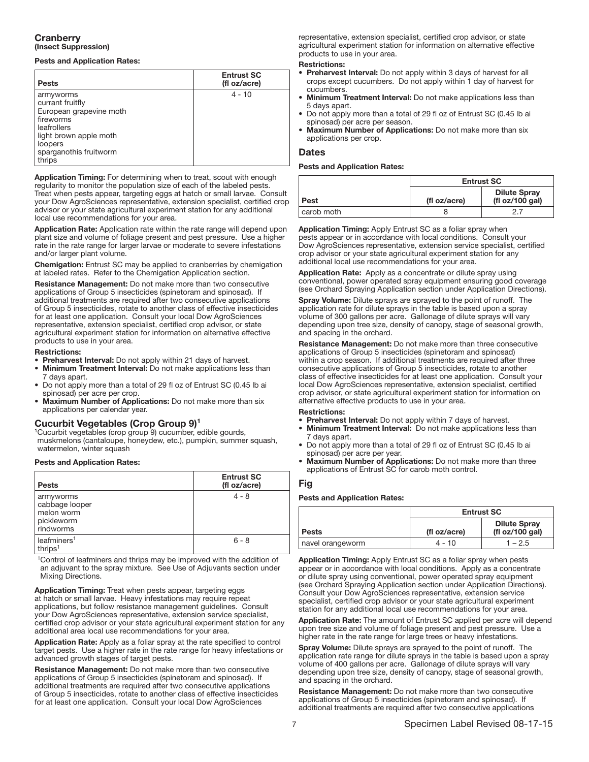## Cranberry
**(Insect Suppression)**

**Pests and Application Rates:**

| Pests | Entrust SC (fl oz/acre) |
|---|---|
| armyworms<br>currant fruitfly<br>European grapevine moth<br>fireworms<br>leafrollers<br>light brown apple moth<br>loopers<br>sparganothis fruitworm<br>thrips | 4 - 10 |

**Application Timing:** For determining when to treat, scout with enough regularity to monitor the population size of each of the labeled pests. Treat when pests appear, targeting eggs at hatch or small larvae. Consult your Dow AgroSciences representative, extension specialist, certified crop advisor or your state agricultural experiment station for any additional local use recommendations for your area.

**Application Rate:** Application rate within the rate range will depend upon plant size and volume of foliage present and pest pressure. Use a higher rate in the rate range for larger larvae or moderate to severe infestations and/or larger plant volume.

**Chemigation:** Entrust SC may be applied to cranberries by chemigation at labeled rates. Refer to the Chemigation Application section.

**Resistance Management:** Do not make more than two consecutive applications of Group 5 insecticides (spinetoram and spinosad). If additional treatments are required after two consecutive applications of Group 5 insecticides, rotate to another class of effective insecticides for at least one application. Consult your local Dow AgroSciences representative, extension specialist, certified crop advisor, or state agricultural experiment station for information on alternative effective products to use in your area.

**Restrictions:**
- **Preharvest Interval:** Do not apply within 21 days of harvest.
- **Minimum Treatment Interval:** Do not make applications less than 7 days apart.
- Do not apply more than a total of 29 fl oz of Entrust SC (0.45 lb ai spinosad) per acre per crop.
- **Maximum Number of Applications:** Do not make more than six applications per calendar year.

## Cucurbit Vegetables (Crop Group 9)[1]

[1]Cucurbit vegetables (crop group 9) cucumber, edible gourds, muskmelons (cantaloupe, honeydew, etc.), pumpkin, summer squash, watermelon, winter squash

**Pests and Application Rates:**

| Pests | Entrust SC (fl oz/acre) |
|---|---|
| armyworms<br>cabbage looper<br>melon worm<br>pickleworm<br>rindworms | 4 - 8 |
| leafminers[1]<br>thrips[1] | 6 - 8 |

[1]Control of leafminers and thrips may be improved with the addition of an adjuvant to the spray mixture. See Use of Adjuvants section under Mixing Directions.

**Application Timing:** Treat when pests appear, targeting eggs at hatch or small larvae. Heavy infestations may require repeat applications, but follow resistance management guidelines. Consult your Dow AgroSciences representative, extension service specialist, certified crop advisor or your state agricultural experiment station for any additional area local use recommendations for your area.

**Application Rate:** Apply as a foliar spray at the rate specified to control target pests. Use a higher rate in the rate range for heavy infestations or advanced growth stages of target pests.

**Resistance Management:** Do not make more than two consecutive applications of Group 5 insecticides (spinetoram and spinosad). If additional treatments are required after two consecutive applications of Group 5 insecticides, rotate to another class of effective insecticides for at least one application. Consult your local Dow AgroSciences representative, extension specialist, certified crop advisor, or state agricultural experiment station for information on alternative effective products to use in your area.

**Restrictions:**
- **Preharvest Interval:** Do not apply within 3 days of harvest for all crops except cucumbers. Do not apply within 1 day of harvest for cucumbers.
- **Minimum Treatment Interval:** Do not make applications less than 5 days apart.
- Do not apply more than a total of 29 fl oz of Entrust SC (0.45 lb ai spinosad) per acre per season.
- **Maximum Number of Applications:** Do not make more than six applications per crop.

## Dates

**Pests and Application Rates:**

| | Entrust SC | |
|---|---|---|
| Pest | (fl oz/acre) | Dilute Spray (fl oz/100 gal) |
| carob moth | 8 | 2.7 |

**Application Timing:** Apply Entrust SC as a foliar spray when pests appear or in accordance with local conditions. Consult your Dow AgroSciences representative, extension service specialist, certified crop advisor or your state agricultural experiment station for any additional local use recommendations for your area.

**Application Rate:** Apply as a concentrate or dilute spray using conventional, power operated spray equipment ensuring good coverage (see Orchard Spraying Application section under Application Directions).

**Spray Volume:** Dilute sprays are sprayed to the point of runoff. The application rate for dilute sprays in the table is based upon a spray volume of 300 gallons per acre. Gallonage of dilute sprays will vary depending upon tree size, density of canopy, stage of seasonal growth, and spacing in the orchard.

**Resistance Management:** Do not make more than three consecutive applications of Group 5 insecticides (spinetoram and spinosad) within a crop season. If additional treatments are required after three consecutive applications of Group 5 insecticides, rotate to another class of effective insecticides for at least one application. Consult your local Dow AgroSciences representative, extension specialist, certified crop advisor, or state agricultural experiment station for information on alternative effective products to use in your area.

**Restrictions:**
- **Preharvest Interval:** Do not apply within 7 days of harvest.
- **Minimum Treatment Interval:** Do not make applications less than 7 days apart.
- Do not apply more than a total of 29 fl oz of Entrust SC (0.45 lb ai spinosad) per acre per year.
- **Maximum Number of Applications:** Do not make more than three applications of Entrust SC for carob moth control.

## Fig

**Pests and Application Rates:**

| | Entrust SC | |
|---|---|---|
| Pests | (fl oz/acre) | Dilute Spray (fl oz/100 gal) |
| navel orangeworm | 4 - 10 | 1 – 2.5 |

**Application Timing:** Apply Entrust SC as a foliar spray when pests appear or in accordance with local conditions. Apply as a concentrate or dilute spray using conventional, power operated spray equipment (see Orchard Spraying Application section under Application Directions). Consult your Dow AgroSciences representative, extension service specialist, certified crop advisor or your state agricultural experiment station for any additional local use recommendations for your area.

**Application Rate:** The amount of Entrust SC applied per acre will depend upon tree size and volume of foliage present and pest pressure. Use a higher rate in the rate range for large trees or heavy infestations.

**Spray Volume:** Dilute sprays are sprayed to the point of runoff. The application rate range for dilute sprays in the table is based upon a spray volume of 400 gallons per acre. Gallonage of dilute sprays will vary depending upon tree size, density of canopy, stage of seasonal growth, and spacing in the orchard.

**Resistance Management:** Do not make more than two consecutive applications of Group 5 insecticides (spinetoram and spinosad). If additional treatments are required after two consecutive applications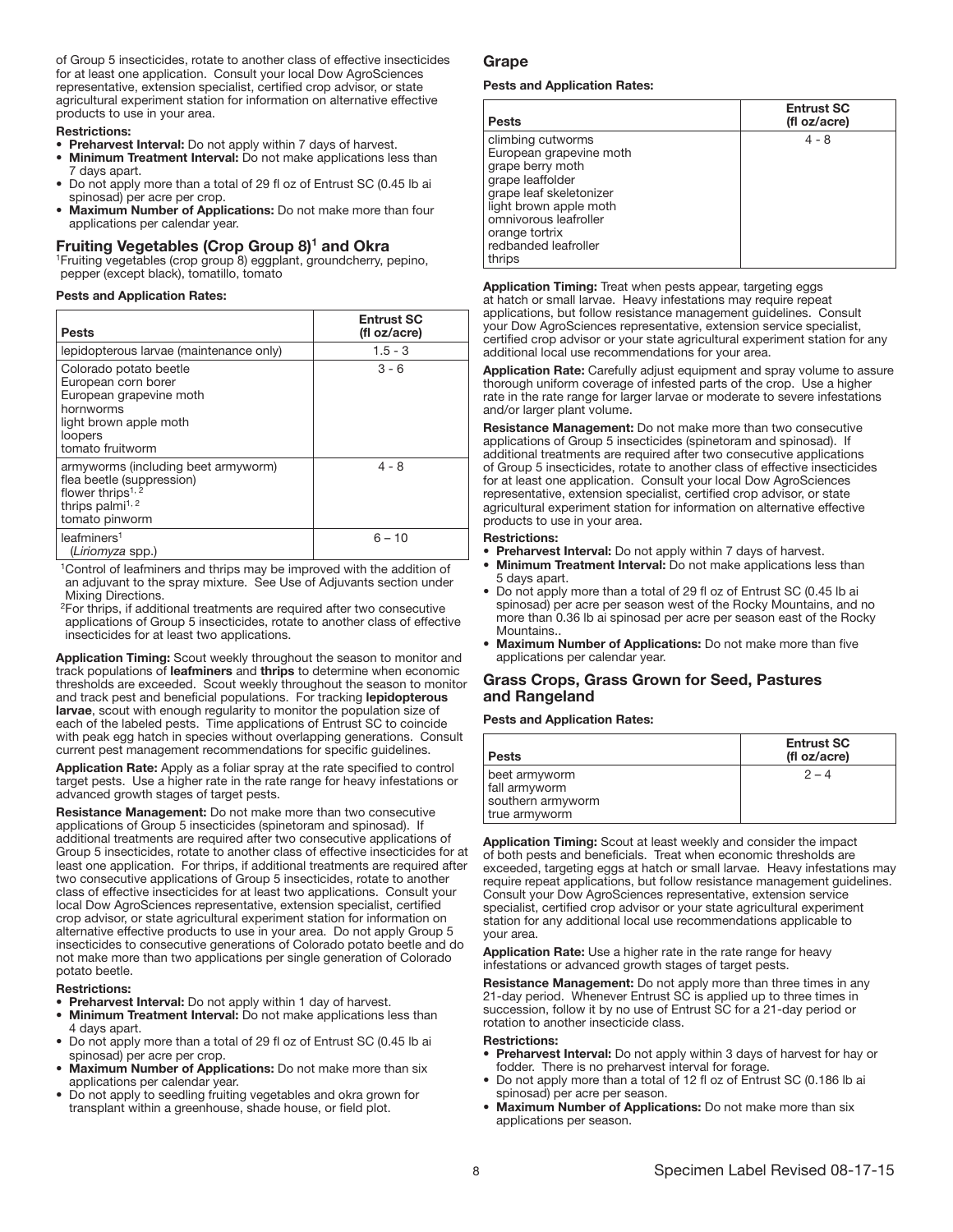of Group 5 insecticides, rotate to another class of effective insecticides for at least one application. Consult your local Dow AgroSciences representative, extension specialist, certified crop advisor, or state agricultural experiment station for information on alternative effective products to use in your area.

**Restrictions:**

- **Preharvest Interval:** Do not apply within 7 days of harvest.
- **Minimum Treatment Interval:** Do not make applications less than 7 days apart.
- Do not apply more than a total of 29 fl oz of Entrust SC (0.45 lb ai spinosad) per acre per crop.
- **Maximum Number of Applications:** Do not make more than four applications per calendar year.

## Fruiting Vegetables (Crop Group 8)[1] and Okra

[1]Fruiting vegetables (crop group 8) eggplant, groundcherry, pepino, pepper (except black), tomatillo, tomato

**Pests and Application Rates:**

| Pests | Entrust SC (fl oz/acre) |
|---|---|
| lepidopterous larvae (maintenance only) | 1.5 - 3 |
| Colorado potato beetle<br>European corn borer<br>European grapevine moth<br>hornworms<br>light brown apple moth<br>loopers<br>tomato fruitworm | 3 - 6 |
| armyworms (including beet armyworm)<br>flea beetle (suppression)<br>flower thrips[1, 2]<br>thrips palmi[1, 2]<br>tomato pinworm | 4 - 8 |
| leafminers[1]<br>(*Liriomyza* spp.) | 6 – 10 |

[1]Control of leafminers and thrips may be improved with the addition of an adjuvant to the spray mixture. See Use of Adjuvants section under Mixing Directions.

[2]For thrips, if additional treatments are required after two consecutive applications of Group 5 insecticides, rotate to another class of effective insecticides for at least two applications.

**Application Timing:** Scout weekly throughout the season to monitor and track populations of **leafminers** and **thrips** to determine when economic thresholds are exceeded. Scout weekly throughout the season to monitor and track pest and beneficial populations. For tracking **lepidopterous larvae**, scout with enough regularity to monitor the population size of each of the labeled pests. Time applications of Entrust SC to coincide with peak egg hatch in species without overlapping generations. Consult current pest management recommendations for specific guidelines.

**Application Rate:** Apply as a foliar spray at the rate specified to control target pests. Use a higher rate in the rate range for heavy infestations or advanced growth stages of target pests.

**Resistance Management:** Do not make more than two consecutive applications of Group 5 insecticides (spinetoram and spinosad). If additional treatments are required after two consecutive applications of Group 5 insecticides, rotate to another class of effective insecticides for at least one application. For thrips, if additional treatments are required after two consecutive applications of Group 5 insecticides, rotate to another class of effective insecticides for at least two applications. Consult your local Dow AgroSciences representative, extension specialist, certified crop advisor, or state agricultural experiment station for information on alternative effective products to use in your area. Do not apply Group 5 insecticides to consecutive generations of Colorado potato beetle and do not make more than two applications per single generation of Colorado potato beetle.

**Restrictions:**

- **Preharvest Interval:** Do not apply within 1 day of harvest.
- **Minimum Treatment Interval:** Do not make applications less than 4 days apart.
- Do not apply more than a total of 29 fl oz of Entrust SC (0.45 lb ai spinosad) per acre per crop.
- **Maximum Number of Applications:** Do not make more than six applications per calendar year.
- Do not apply to seedling fruiting vegetables and okra grown for transplant within a greenhouse, shade house, or field plot.

## Grape

**Pests and Application Rates:**

| Pests | Entrust SC (fl oz/acre) |
|---|---|
| climbing cutworms<br>European grapevine moth<br>grape berry moth<br>grape leaffolder<br>grape leaf skeletonizer<br>light brown apple moth<br>omnivorous leafroller<br>orange tortrix<br>redbanded leafroller<br>thrips | 4 - 8 |

**Application Timing:** Treat when pests appear, targeting eggs at hatch or small larvae. Heavy infestations may require repeat applications, but follow resistance management guidelines. Consult your Dow AgroSciences representative, extension service specialist, certified crop advisor or your state agricultural experiment station for any additional local use recommendations for your area.

**Application Rate:** Carefully adjust equipment and spray volume to assure thorough uniform coverage of infested parts of the crop. Use a higher rate in the rate range for larger larvae or moderate to severe infestations and/or larger plant volume.

**Resistance Management:** Do not make more than two consecutive applications of Group 5 insecticides (spinetoram and spinosad). If additional treatments are required after two consecutive applications of Group 5 insecticides, rotate to another class of effective insecticides for at least one application. Consult your local Dow AgroSciences representative, extension specialist, certified crop advisor, or state agricultural experiment station for information on alternative effective products to use in your area.

**Restrictions:**

- **Preharvest Interval:** Do not apply within 7 days of harvest.
- **Minimum Treatment Interval:** Do not make applications less than 5 days apart.
- Do not apply more than a total of 29 fl oz of Entrust SC (0.45 lb ai spinosad) per acre per season west of the Rocky Mountains, and no more than 0.36 lb ai spinosad per acre per season east of the Rocky Mountains..
- **Maximum Number of Applications:** Do not make more than five applications per calendar year.

## Grass Crops, Grass Grown for Seed, Pastures and Rangeland

**Pests and Application Rates:**

| Pests | Entrust SC (fl oz/acre) |
|---|---|
| beet armyworm<br>fall armyworm<br>southern armyworm<br>true armyworm | 2 – 4 |

**Application Timing:** Scout at least weekly and consider the impact of both pests and beneficials. Treat when economic thresholds are exceeded, targeting eggs at hatch or small larvae. Heavy infestations may require repeat applications, but follow resistance management guidelines. Consult your Dow AgroSciences representative, extension service specialist, certified crop advisor or your state agricultural experiment station for any additional local use recommendations applicable to your area.

**Application Rate:** Use a higher rate in the rate range for heavy infestations or advanced growth stages of target pests.

**Resistance Management:** Do not apply more than three times in any 21-day period. Whenever Entrust SC is applied up to three times in succession, follow it by no use of Entrust SC for a 21-day period or rotation to another insecticide class.

**Restrictions:**

- **Preharvest Interval:** Do not apply within 3 days of harvest for hay or fodder. There is no preharvest interval for forage.
- Do not apply more than a total of 12 fl oz of Entrust SC (0.186 lb ai spinosad) per acre per season.
- **Maximum Number of Applications:** Do not make more than six applications per season.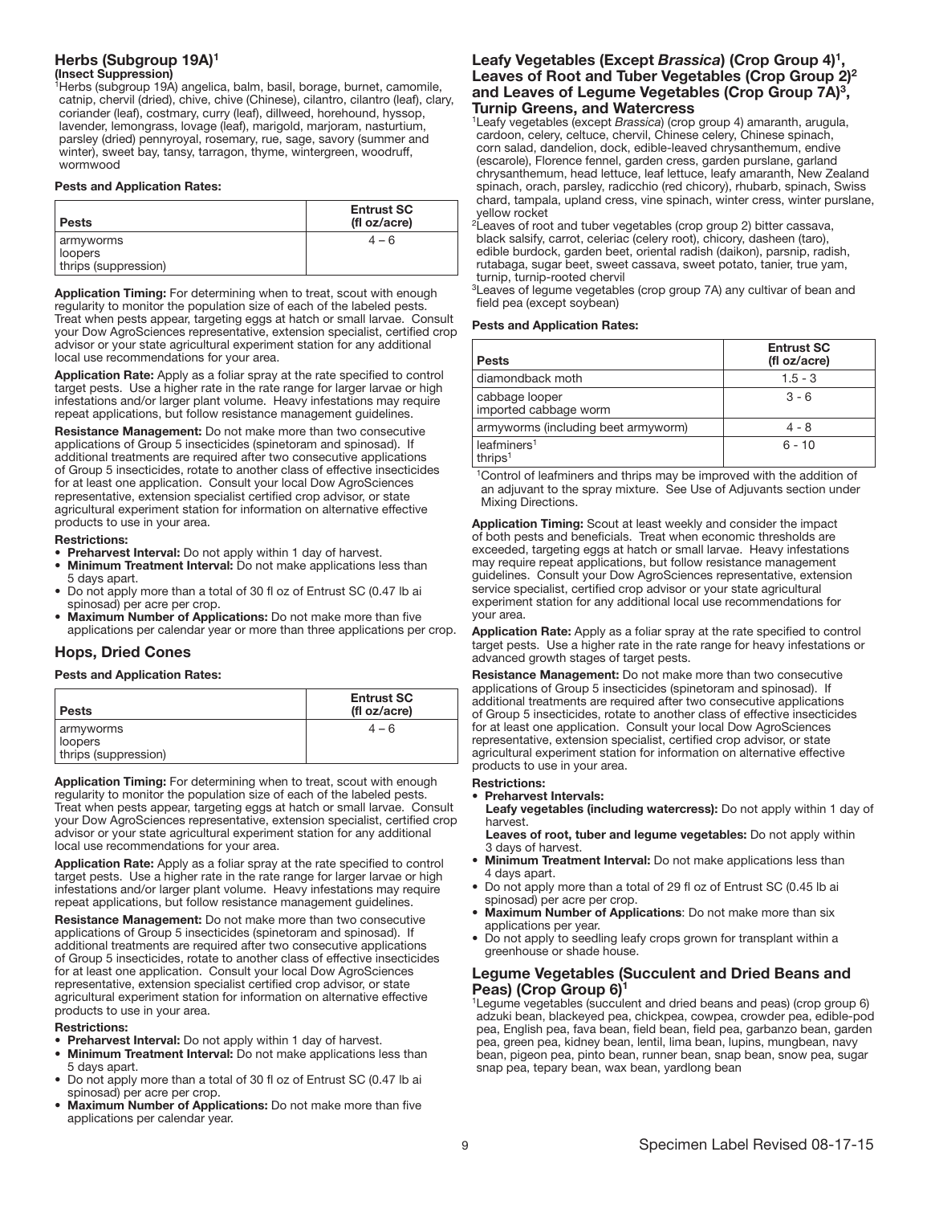## Herbs (Subgroup 19A)[1]

**(Insect Suppression)**

[1]Herbs (subgroup 19A) angelica, balm, basil, borage, burnet, camomile, catnip, chervil (dried), chive, chive (Chinese), cilantro, cilantro (leaf), clary, coriander (leaf), costmary, curry (leaf), dillweed, horehound, hyssop, lavender, lemongrass, lovage (leaf), marigold, marjoram, nasturtium, parsley (dried) pennyroyal, rosemary, rue, sage, savory (summer and winter), sweet bay, tansy, tarragon, thyme, wintergreen, woodruff, wormwood

**Pests and Application Rates:**

| Pests | Entrust SC (fl oz/acre) |
|---|---|
| armyworms<br>loopers<br>thrips (suppression) | 4 – 6 |

**Application Timing:** For determining when to treat, scout with enough regularity to monitor the population size of each of the labeled pests. Treat when pests appear, targeting eggs at hatch or small larvae. Consult your Dow AgroSciences representative, extension specialist, certified crop advisor or your state agricultural experiment station for any additional local use recommendations for your area.

**Application Rate:** Apply as a foliar spray at the rate specified to control target pests. Use a higher rate in the rate range for larger larvae or high infestations and/or larger plant volume. Heavy infestations may require repeat applications, but follow resistance management guidelines.

**Resistance Management:** Do not make more than two consecutive applications of Group 5 insecticides (spinetoram and spinosad). If additional treatments are required after two consecutive applications of Group 5 insecticides, rotate to another class of effective insecticides for at least one application. Consult your local Dow AgroSciences representative, extension specialist certified crop advisor, or state agricultural experiment station for information on alternative effective products to use in your area.

**Restrictions:**

- **Preharvest Interval:** Do not apply within 1 day of harvest.
- **Minimum Treatment Interval:** Do not make applications less than 5 days apart.
- Do not apply more than a total of 30 fl oz of Entrust SC (0.47 lb ai spinosad) per acre per crop.
- **Maximum Number of Applications:** Do not make more than five applications per calendar year or more than three applications per crop.

## Hops, Dried Cones

**Pests and Application Rates:**

| Pests | Entrust SC (fl oz/acre) |
|---|---|
| armyworms<br>loopers<br>thrips (suppression) | 4 – 6 |

**Application Timing:** For determining when to treat, scout with enough regularity to monitor the population size of each of the labeled pests. Treat when pests appear, targeting eggs at hatch or small larvae. Consult your Dow AgroSciences representative, extension specialist, certified crop advisor or your state agricultural experiment station for any additional local use recommendations for your area.

**Application Rate:** Apply as a foliar spray at the rate specified to control target pests. Use a higher rate in the rate range for larger larvae or high infestations and/or larger plant volume. Heavy infestations may require repeat applications, but follow resistance management guidelines.

**Resistance Management:** Do not make more than two consecutive applications of Group 5 insecticides (spinetoram and spinosad). If additional treatments are required after two consecutive applications of Group 5 insecticides, rotate to another class of effective insecticides for at least one application. Consult your local Dow AgroSciences representative, extension specialist certified crop advisor, or state agricultural experiment station for information on alternative effective products to use in your area.

**Restrictions:**

- **Preharvest Interval:** Do not apply within 1 day of harvest.
- **Minimum Treatment Interval:** Do not make applications less than 5 days apart.
- Do not apply more than a total of 30 fl oz of Entrust SC (0.47 lb ai spinosad) per acre per crop.
- **Maximum Number of Applications:** Do not make more than five applications per calendar year.

## Leafy Vegetables (Except *Brassica*) (Crop Group 4)[1], Leaves of Root and Tuber Vegetables (Crop Group 2)[2] and Leaves of Legume Vegetables (Crop Group 7A)[3], Turnip Greens, and Watercress

[1]Leafy vegetables (except *Brassica*) (crop group 4) amaranth, arugula, cardoon, celery, celtuce, chervil, Chinese celery, Chinese spinach, corn salad, dandelion, dock, edible-leaved chrysanthemum, endive (escarole), Florence fennel, garden cress, garden purslane, garland chrysanthemum, head lettuce, leaf lettuce, leafy amaranth, New Zealand spinach, orach, parsley, radicchio (red chicory), rhubarb, spinach, Swiss chard, tampala, upland cress, vine spinach, winter cress, winter purslane, yellow rocket

[2]Leaves of root and tuber vegetables (crop group 2) bitter cassava, black salsify, carrot, celeriac (celery root), chicory, dasheen (taro), edible burdock, garden beet, oriental radish (daikon), parsnip, radish, rutabaga, sugar beet, sweet cassava, sweet potato, tanier, true yam, turnip, turnip-rooted chervil

[3]Leaves of legume vegetables (crop group 7A) any cultivar of bean and field pea (except soybean)

**Pests and Application Rates:**

| Pests | Entrust SC (fl oz/acre) |
|---|---|
| diamondback moth | 1.5 - 3 |
| cabbage looper<br>imported cabbage worm | 3 - 6 |
| armyworms (including beet armyworm) | 4 - 8 |
| leafminers[1]<br>thrips[1] | 6 - 10 |

[1]Control of leafminers and thrips may be improved with the addition of an adjuvant to the spray mixture. See Use of Adjuvants section under Mixing Directions.

**Application Timing:** Scout at least weekly and consider the impact of both pests and beneficials. Treat when economic thresholds are exceeded, targeting eggs at hatch or small larvae. Heavy infestations may require repeat applications, but follow resistance management guidelines. Consult your Dow AgroSciences representative, extension service specialist, certified crop advisor or your state agricultural experiment station for any additional local use recommendations for your area.

**Application Rate:** Apply as a foliar spray at the rate specified to control target pests. Use a higher rate in the rate range for heavy infestations or advanced growth stages of target pests.

**Resistance Management:** Do not make more than two consecutive applications of Group 5 insecticides (spinetoram and spinosad). If additional treatments are required after two consecutive applications of Group 5 insecticides, rotate to another class of effective insecticides for at least one application. Consult your local Dow AgroSciences representative, extension specialist, certified crop advisor, or state agricultural experiment station for information on alternative effective products to use in your area.

**Restrictions:**

- **Preharvest Intervals:**
  **Leafy vegetables (including watercress):** Do not apply within 1 day of harvest.
  **Leaves of root, tuber and legume vegetables:** Do not apply within 3 days of harvest.
- **Minimum Treatment Interval:** Do not make applications less than 4 days apart.
- Do not apply more than a total of 29 fl oz of Entrust SC (0.45 lb ai spinosad) per acre per crop.
- **Maximum Number of Applications**: Do not make more than six applications per year.
- Do not apply to seedling leafy crops grown for transplant within a greenhouse or shade house.

## Legume Vegetables (Succulent and Dried Beans and Peas) (Crop Group 6)[1]

[1]Legume vegetables (succulent and dried beans and peas) (crop group 6) adzuki bean, blackeyed pea, chickpea, cowpea, crowder pea, edible-pod pea, English pea, fava bean, field bean, field pea, garbanzo bean, garden pea, green pea, kidney bean, lentil, lima bean, lupins, mungbean, navy bean, pigeon pea, pinto bean, runner bean, snap bean, snow pea, sugar snap pea, tepary bean, wax bean, yardlong bean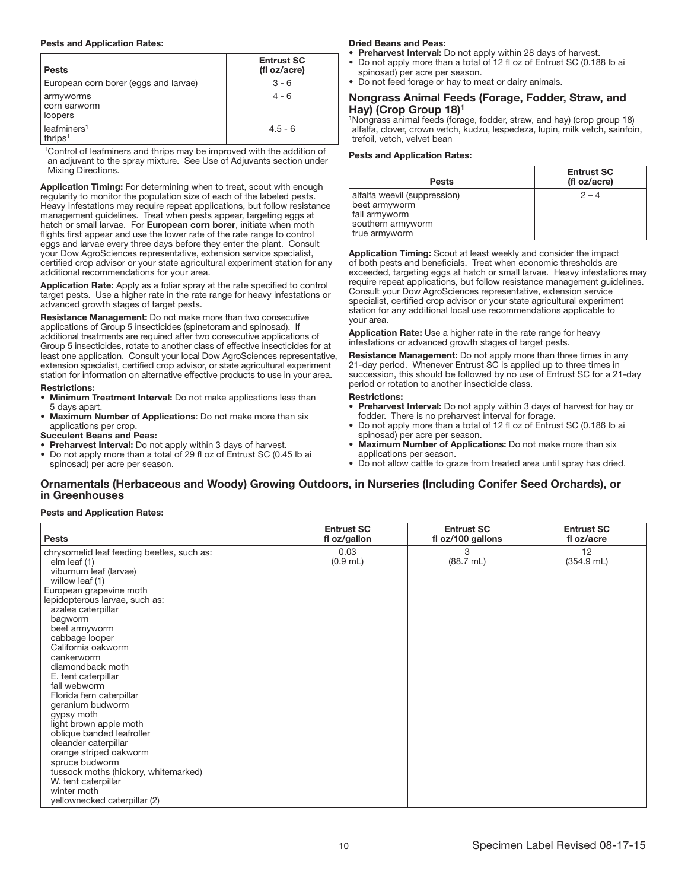**Pests and Application Rates:**

| Pests | Entrust SC (fl oz/acre) |
|---|---|
| European corn borer (eggs and larvae) | 3 - 6 |
| armyworms<br>corn earworm<br>loopers | 4 - 6 |
| leafminers[1]<br>thrips[1] | 4.5 - 6 |

[1]Control of leafminers and thrips may be improved with the addition of an adjuvant to the spray mixture. See Use of Adjuvants section under Mixing Directions.

**Application Timing:** For determining when to treat, scout with enough regularity to monitor the population size of each of the labeled pests. Heavy infestations may require repeat applications, but follow resistance management guidelines. Treat when pests appear, targeting eggs at hatch or small larvae. For **European corn borer**, initiate when moth flights first appear and use the lower rate of the rate range to control eggs and larvae every three days before they enter the plant. Consult your Dow AgroSciences representative, extension service specialist, certified crop advisor or your state agricultural experiment station for any additional recommendations for your area.

**Application Rate:** Apply as a foliar spray at the rate specified to control target pests. Use a higher rate in the rate range for heavy infestations or advanced growth stages of target pests.

**Resistance Management:** Do not make more than two consecutive applications of Group 5 insecticides (spinetoram and spinosad). If additional treatments are required after two consecutive applications of Group 5 insecticides, rotate to another class of effective insecticides for at least one application. Consult your local Dow AgroSciences representative, extension specialist, certified crop advisor, or state agricultural experiment station for information on alternative effective products to use in your area.

**Restrictions:**

- **Minimum Treatment Interval:** Do not make applications less than 5 days apart.
- **Maximum Number of Applications**: Do not make more than six applications per crop.

**Succulent Beans and Peas:**

- **Preharvest Interval:** Do not apply within 3 days of harvest.
- Do not apply more than a total of 29 fl oz of Entrust SC (0.45 lb ai spinosad) per acre per season.

**Dried Beans and Peas:**

- **Preharvest Interval:** Do not apply within 28 days of harvest.
- Do not apply more than a total of 12 fl oz of Entrust SC (0.188 lb ai spinosad) per acre per season.
- Do not feed forage or hay to meat or dairy animals.

## Nongrass Animal Feeds (Forage, Fodder, Straw, and Hay) (Crop Group 18)[1]

[1]Nongrass animal feeds (forage, fodder, straw, and hay) (crop group 18) alfalfa, clover, crown vetch, kudzu, lespedeza, lupin, milk vetch, sainfoin, trefoil, vetch, velvet bean

**Pests and Application Rates:**

| Pests | Entrust SC (fl oz/acre) |
|---|---|
| alfalfa weevil (suppression)<br>beet armyworm<br>fall armyworm<br>southern armyworm<br>true armyworm | 2 – 4 |

**Application Timing:** Scout at least weekly and consider the impact of both pests and beneficials. Treat when economic thresholds are exceeded, targeting eggs at hatch or small larvae. Heavy infestations may require repeat applications, but follow resistance management guidelines. Consult your Dow AgroSciences representative, extension service specialist, certified crop advisor or your state agricultural experiment station for any additional local use recommendations applicable to your area.

**Application Rate:** Use a higher rate in the rate range for heavy infestations or advanced growth stages of target pests.

**Resistance Management:** Do not apply more than three times in any 21-day period. Whenever Entrust SC is applied up to three times in succession, this should be followed by no use of Entrust SC for a 21-day period or rotation to another insecticide class.

**Restrictions:**

- **Preharvest Interval:** Do not apply within 3 days of harvest for hay or fodder. There is no preharvest interval for forage.
- Do not apply more than a total of 12 fl oz of Entrust SC (0.186 lb ai spinosad) per acre per season.
- **Maximum Number of Applications:** Do not make more than six applications per season.
- Do not allow cattle to graze from treated area until spray has dried.

## Ornamentals (Herbaceous and Woody) Growing Outdoors, in Nurseries (Including Conifer Seed Orchards), or in Greenhouses

**Pests and Application Rates:**

| Pests | Entrust SC fl oz/gallon | Entrust SC fl oz/100 gallons | Entrust SC fl oz/acre |
|---|---|---|---|
| chrysomelid leaf feeding beetles, such as:<br>elm leaf (1)<br>viburnum leaf (larvae)<br>willow leaf (1)<br>European grapevine moth<br>lepidopterous larvae, such as:<br>azalea caterpillar<br>bagworm<br>beet armyworm<br>cabbage looper<br>California oakworm<br>cankerworm<br>diamondback moth<br>E. tent caterpillar<br>fall webworm<br>Florida fern caterpillar<br>geranium budworm<br>gypsy moth<br>light brown apple moth<br>oblique banded leafroller<br>oleander caterpillar<br>orange striped oakworm<br>spruce budworm<br>tussock moths (hickory, whitemarked)<br>W. tent caterpillar<br>winter moth<br>yellownecked caterpillar (2) | 0.03<br>(0.9 mL) | 3<br>(88.7 mL) | 12<br>(354.9 mL) |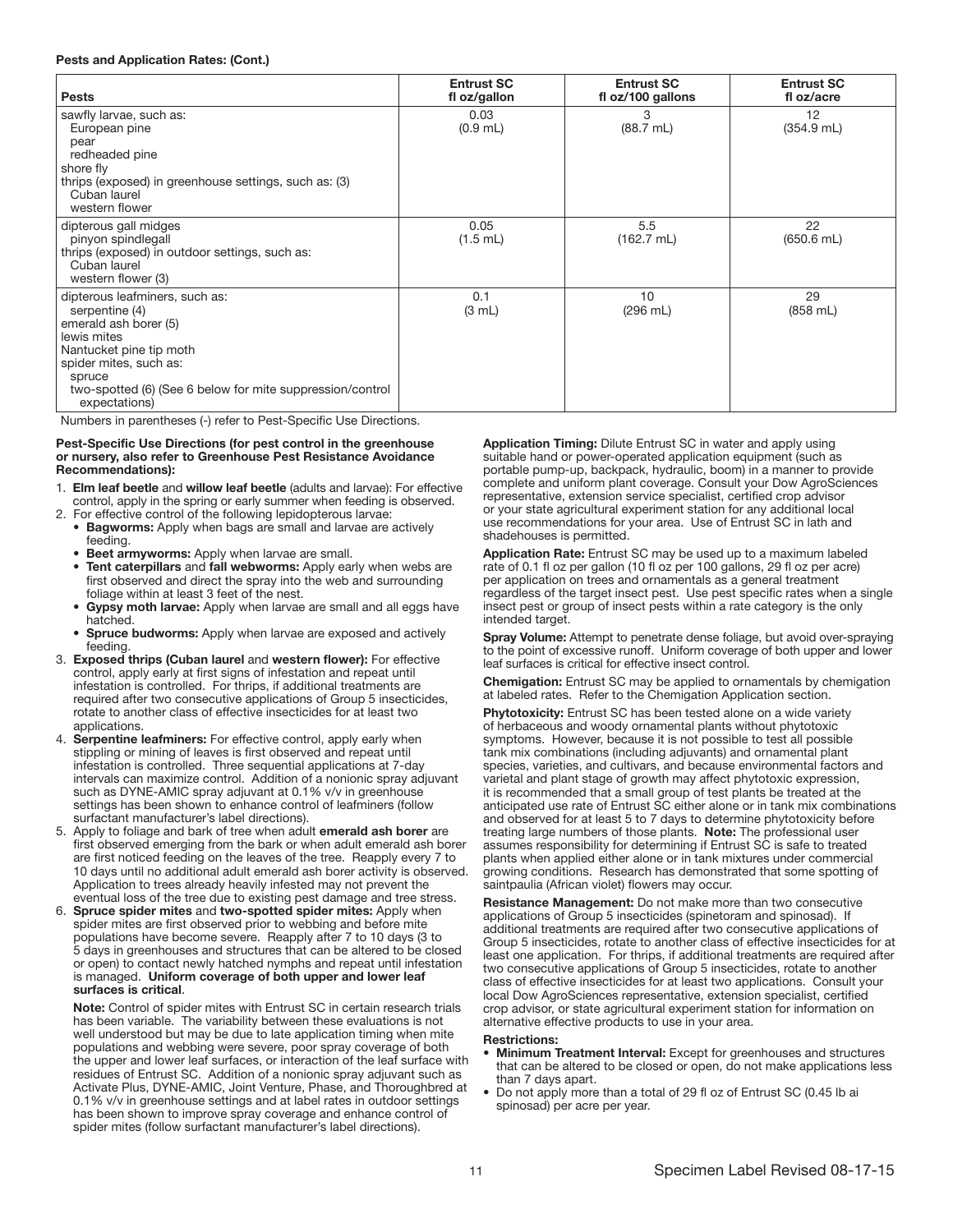**Pests and Application Rates: (Cont.)**

| Pests | Entrust SC fl oz/gallon | Entrust SC fl oz/100 gallons | Entrust SC fl oz/acre |
|---|---|---|---|
| sawfly larvae, such as: European pine, pear, redheaded pine<br>shore fly<br>thrips (exposed) in greenhouse settings, such as: (3) Cuban laurel, western flower | 0.03 (0.9 mL) | 3 (88.7 mL) | 12 (354.9 mL) |
| dipterous gall midges: pinyon spindlegall<br>thrips (exposed) in outdoor settings, such as: Cuban laurel, western flower (3) | 0.05 (1.5 mL) | 5.5 (162.7 mL) | 22 (650.6 mL) |
| dipterous leafminers, such as: serpentine (4)<br>emerald ash borer (5)<br>lewis mites<br>Nantucket pine tip moth<br>spider mites, such as: spruce, two-spotted (6) (See 6 below for mite suppression/control expectations) | 0.1 (3 mL) | 10 (296 mL) | 29 (858 mL) |

Numbers in parentheses (-) refer to Pest-Specific Use Directions.

**Pest-Specific Use Directions (for pest control in the greenhouse or nursery, also refer to Greenhouse Pest Resistance Avoidance Recommendations):**

1. **Elm leaf beetle** and **willow leaf beetle** (adults and larvae): For effective control, apply in the spring or early summer when feeding is observed.
2. For effective control of the following lepidopterous larvae:
   - **Bagworms:** Apply when bags are small and larvae are actively feeding.
   - **Beet armyworms:** Apply when larvae are small.
   - **Tent caterpillars** and **fall webworms:** Apply early when webs are first observed and direct the spray into the web and surrounding foliage within at least 3 feet of the nest.
   - **Gypsy moth larvae:** Apply when larvae are small and all eggs have hatched.
   - **Spruce budworms:** Apply when larvae are exposed and actively feeding.
3. **Exposed thrips (Cuban laurel** and **western flower):** For effective control, apply early at first signs of infestation and repeat until infestation is controlled. For thrips, if additional treatments are required after two consecutive applications of Group 5 insecticides, rotate to another class of effective insecticides for at least two applications.
4. **Serpentine leafminers:** For effective control, apply early when stippling or mining of leaves is first observed and repeat until infestation is controlled. Three sequential applications at 7-day intervals can maximize control. Addition of a nonionic spray adjuvant such as DYNE-AMIC spray adjuvant at 0.1% v/v in greenhouse settings has been shown to enhance control of leafminers (follow surfactant manufacturer's label directions).
5. Apply to foliage and bark of tree when adult **emerald ash borer** are first observed emerging from the bark or when adult emerald ash borer are first noticed feeding on the leaves of the tree. Reapply every 7 to 10 days until no additional adult emerald ash borer activity is observed. Application to trees already heavily infested may not prevent the eventual loss of the tree due to existing pest damage and tree stress.
6. **Spruce spider mites** and **two-spotted spider mites:** Apply when spider mites are first observed prior to webbing and before mite populations have become severe. Reapply after 7 to 10 days (3 to 5 days in greenhouses and structures that can be altered to be closed or open) to contact newly hatched nymphs and repeat until infestation is managed. **Uniform coverage of both upper and lower leaf surfaces is critical**.

   **Note:** Control of spider mites with Entrust SC in certain research trials has been variable. The variability between these evaluations is not well understood but may be due to late application timing when mite populations and webbing were severe, poor spray coverage of both the upper and lower leaf surfaces, or interaction of the leaf surface with residues of Entrust SC. Addition of a nonionic spray adjuvant such as Activate Plus, DYNE-AMIC, Joint Venture, Phase, and Thoroughbred at 0.1% v/v in greenhouse settings and at label rates in outdoor settings has been shown to improve spray coverage and enhance control of spider mites (follow surfactant manufacturer's label directions).

**Application Timing:** Dilute Entrust SC in water and apply using suitable hand or power-operated application equipment (such as portable pump-up, backpack, hydraulic, boom) in a manner to provide complete and uniform plant coverage. Consult your Dow AgroSciences representative, extension service specialist, certified crop advisor or your state agricultural experiment station for any additional local use recommendations for your area. Use of Entrust SC in lath and shadehouses is permitted.

**Application Rate:** Entrust SC may be used up to a maximum labeled rate of 0.1 fl oz per gallon (10 fl oz per 100 gallons, 29 fl oz per acre) per application on trees and ornamentals as a general treatment regardless of the target insect pest. Use pest specific rates when a single insect pest or group of insect pests within a rate category is the only intended target.

**Spray Volume:** Attempt to penetrate dense foliage, but avoid over-spraying to the point of excessive runoff. Uniform coverage of both upper and lower leaf surfaces is critical for effective insect control.

**Chemigation:** Entrust SC may be applied to ornamentals by chemigation at labeled rates. Refer to the Chemigation Application section.

**Phytotoxicity:** Entrust SC has been tested alone on a wide variety of herbaceous and woody ornamental plants without phytotoxic symptoms. However, because it is not possible to test all possible tank mix combinations (including adjuvants) and ornamental plant species, varieties, and cultivars, and because environmental factors and varietal and plant stage of growth may affect phytotoxic expression, it is recommended that a small group of test plants be treated at the anticipated use rate of Entrust SC either alone or in tank mix combinations and observed for at least 5 to 7 days to determine phytotoxicity before treating large numbers of those plants. **Note:** The professional user assumes responsibility for determining if Entrust SC is safe to treated plants when applied either alone or in tank mixtures under commercial growing conditions. Research has demonstrated that some spotting of saintpaulia (African violet) flowers may occur.

**Resistance Management:** Do not make more than two consecutive applications of Group 5 insecticides (spinetoram and spinosad). If additional treatments are required after two consecutive applications of Group 5 insecticides, rotate to another class of effective insecticides for at least one application. For thrips, if additional treatments are required after two consecutive applications of Group 5 insecticides, rotate to another class of effective insecticides for at least two applications. Consult your local Dow AgroSciences representative, extension specialist, certified crop advisor, or state agricultural experiment station for information on alternative effective products to use in your area.

**Restrictions:**

- **Minimum Treatment Interval:** Except for greenhouses and structures that can be altered to be closed or open, do not make applications less than 7 days apart.
- Do not apply more than a total of 29 fl oz of Entrust SC (0.45 lb ai spinosad) per acre per year.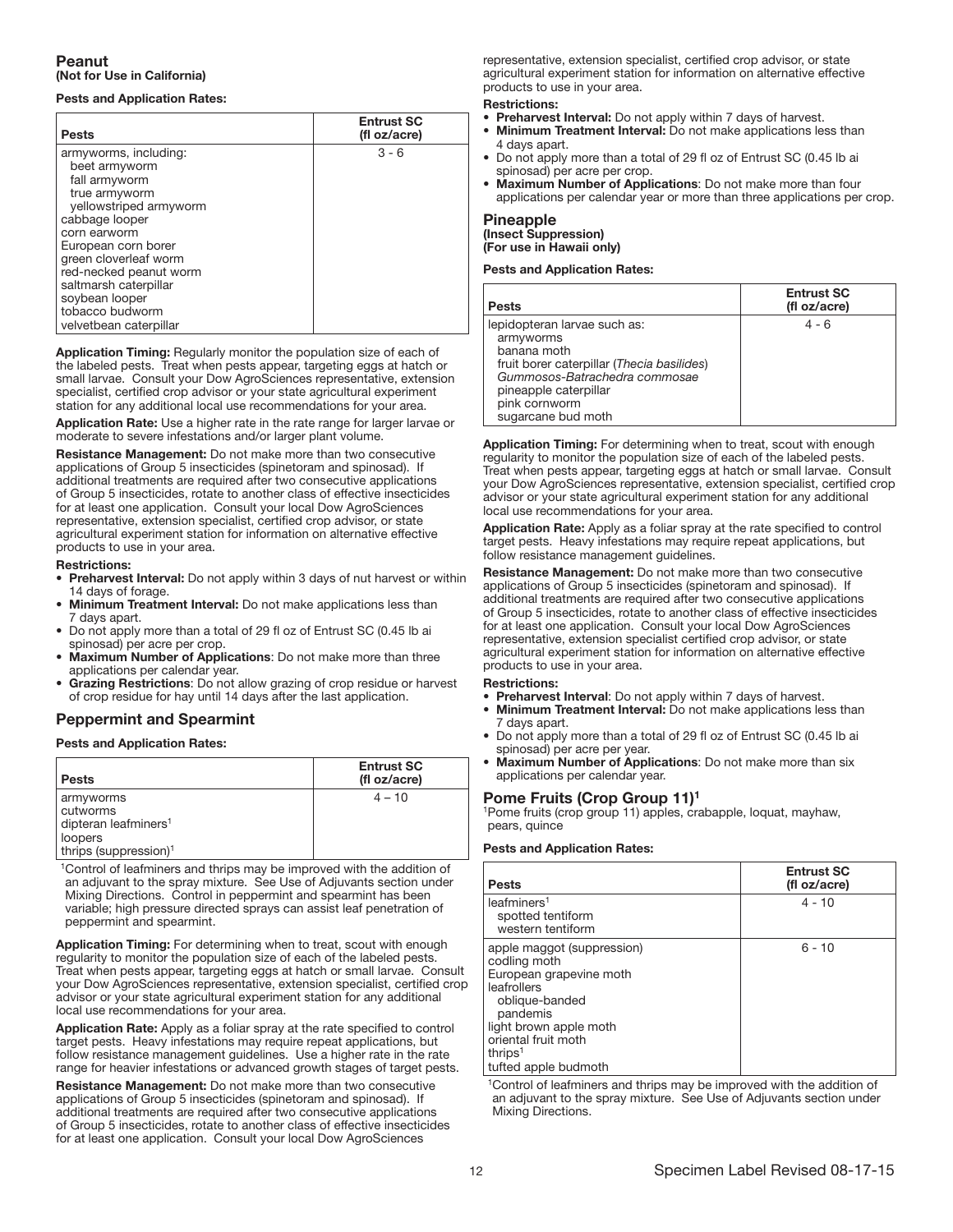## Peanut

**(Not for Use in California)**

**Pests and Application Rates:**

| Pests | Entrust SC (fl oz/acre) |
|---|---|
| armyworms, including:<br>beet armyworm<br>fall armyworm<br>true armyworm<br>yellowstriped armyworm<br>cabbage looper<br>corn earworm<br>European corn borer<br>green cloverleaf worm<br>red-necked peanut worm<br>saltmarsh caterpillar<br>soybean looper<br>tobacco budworm<br>velvetbean caterpillar | 3 - 6 |

**Application Timing:** Regularly monitor the population size of each of the labeled pests. Treat when pests appear, targeting eggs at hatch or small larvae. Consult your Dow AgroSciences representative, extension specialist, certified crop advisor or your state agricultural experiment station for any additional local use recommendations for your area.

**Application Rate:** Use a higher rate in the rate range for larger larvae or moderate to severe infestations and/or larger plant volume.

**Resistance Management:** Do not make more than two consecutive applications of Group 5 insecticides (spinetoram and spinosad). If additional treatments are required after two consecutive applications of Group 5 insecticides, rotate to another class of effective insecticides for at least one application. Consult your local Dow AgroSciences representative, extension specialist, certified crop advisor, or state agricultural experiment station for information on alternative effective products to use in your area.

**Restrictions:**

- **Preharvest Interval:** Do not apply within 3 days of nut harvest or within 14 days of forage.
- **Minimum Treatment Interval:** Do not make applications less than 7 days apart.
- Do not apply more than a total of 29 fl oz of Entrust SC (0.45 lb ai spinosad) per acre per crop.
- **Maximum Number of Applications**: Do not make more than three applications per calendar year.
- **Grazing Restrictions**: Do not allow grazing of crop residue or harvest of crop residue for hay until 14 days after the last application.

## Peppermint and Spearmint

**Pests and Application Rates:**

| Pests | Entrust SC (fl oz/acre) |
|---|---|
| armyworms<br>cutworms<br>dipteran leafminers[1]<br>loopers<br>thrips (suppression)[1] | 4 – 10 |

[1]Control of leafminers and thrips may be improved with the addition of an adjuvant to the spray mixture. See Use of Adjuvants section under Mixing Directions. Control in peppermint and spearmint has been variable; high pressure directed sprays can assist leaf penetration of peppermint and spearmint.

**Application Timing:** For determining when to treat, scout with enough regularity to monitor the population size of each of the labeled pests. Treat when pests appear, targeting eggs at hatch or small larvae. Consult your Dow AgroSciences representative, extension specialist, certified crop advisor or your state agricultural experiment station for any additional local use recommendations for your area.

**Application Rate:** Apply as a foliar spray at the rate specified to control target pests. Heavy infestations may require repeat applications, but follow resistance management guidelines. Use a higher rate in the rate range for heavier infestations or advanced growth stages of target pests.

**Resistance Management:** Do not make more than two consecutive applications of Group 5 insecticides (spinetoram and spinosad). If additional treatments are required after two consecutive applications of Group 5 insecticides, rotate to another class of effective insecticides for at least one application. Consult your local Dow AgroSciences representative, extension specialist, certified crop advisor, or state agricultural experiment station for information on alternative effective products to use in your area.

**Restrictions:**

- **Preharvest Interval:** Do not apply within 7 days of harvest.
- **Minimum Treatment Interval:** Do not make applications less than 4 days apart.
- Do not apply more than a total of 29 fl oz of Entrust SC (0.45 lb ai spinosad) per acre per crop.
- **Maximum Number of Applications**: Do not make more than four applications per calendar year or more than three applications per crop.

## Pineapple

**(Insect Suppression)**
**(For use in Hawaii only)**

**Pests and Application Rates:**

| Pests | Entrust SC (fl oz/acre) |
|---|---|
| lepidopteran larvae such as:<br>armyworms<br>banana moth<br>fruit borer caterpillar (*Thecia basilides*)<br>*Gummosos-Batrachedra commosae*<br>pineapple caterpillar<br>pink cornworm<br>sugarcane bud moth | 4 - 6 |

**Application Timing:** For determining when to treat, scout with enough regularity to monitor the population size of each of the labeled pests. Treat when pests appear, targeting eggs at hatch or small larvae. Consult your Dow AgroSciences representative, extension specialist, certified crop advisor or your state agricultural experiment station for any additional local use recommendations for your area.

**Application Rate:** Apply as a foliar spray at the rate specified to control target pests. Heavy infestations may require repeat applications, but follow resistance management guidelines.

**Resistance Management:** Do not make more than two consecutive applications of Group 5 insecticides (spinetoram and spinosad). If additional treatments are required after two consecutive applications of Group 5 insecticides, rotate to another class of effective insecticides for at least one application. Consult your local Dow AgroSciences representative, extension specialist certified crop advisor, or state agricultural experiment station for information on alternative effective products to use in your area.

**Restrictions:**

- **Preharvest Interval**: Do not apply within 7 days of harvest.
- **Minimum Treatment Interval:** Do not make applications less than 7 days apart.
- Do not apply more than a total of 29 fl oz of Entrust SC (0.45 lb ai spinosad) per acre per year.
- **Maximum Number of Applications**: Do not make more than six applications per calendar year.

## Pome Fruits (Crop Group 11)[1]

[1]Pome fruits (crop group 11) apples, crabapple, loquat, mayhaw, pears, quince

**Pests and Application Rates:**

| Pests | Entrust SC (fl oz/acre) |
|---|---|
| leafminers[1]<br>spotted tentiform<br>western tentiform | 4 - 10 |
| apple maggot (suppression)<br>codling moth<br>European grapevine moth<br>leafrollers<br>oblique-banded<br>pandemis<br>light brown apple moth<br>oriental fruit moth<br>thrips[1]<br>tufted apple budmoth | 6 - 10 |

[1]Control of leafminers and thrips may be improved with the addition of an adjuvant to the spray mixture. See Use of Adjuvants section under Mixing Directions.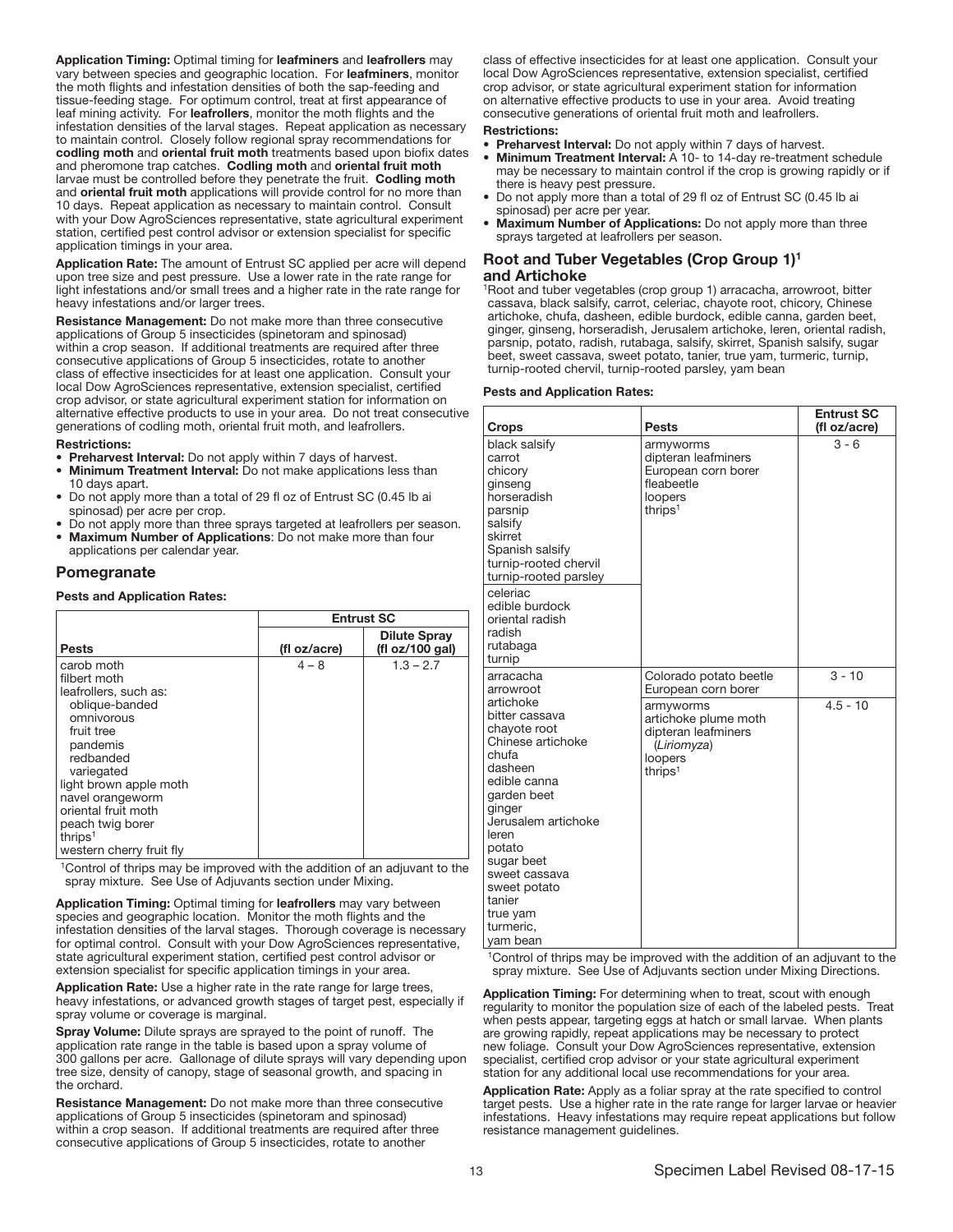**Application Timing:** Optimal timing for **leafminers** and **leafrollers** may vary between species and geographic location. For **leafminers**, monitor the moth flights and infestation densities of both the sap-feeding and tissue-feeding stage. For optimum control, treat at first appearance of leaf mining activity. For **leafrollers**, monitor the moth flights and the infestation densities of the larval stages. Repeat application as necessary to maintain control. Closely follow regional spray recommendations for **codling moth** and **oriental fruit moth** treatments based upon biofix dates and pheromone trap catches. **Codling moth** and **oriental fruit moth** larvae must be controlled before they penetrate the fruit. **Codling moth** and **oriental fruit moth** applications will provide control for no more than 10 days. Repeat application as necessary to maintain control. Consult with your Dow AgroSciences representative, state agricultural experiment station, certified pest control advisor or extension specialist for specific application timings in your area.

**Application Rate:** The amount of Entrust SC applied per acre will depend upon tree size and pest pressure. Use a lower rate in the rate range for light infestations and/or small trees and a higher rate in the rate range for heavy infestations and/or larger trees.

**Resistance Management:** Do not make more than three consecutive applications of Group 5 insecticides (spinetoram and spinosad) within a crop season. If additional treatments are required after three consecutive applications of Group 5 insecticides, rotate to another class of effective insecticides for at least one application. Consult your local Dow AgroSciences representative, extension specialist, certified crop advisor, or state agricultural experiment station for information on alternative effective products to use in your area. Do not treat consecutive generations of codling moth, oriental fruit moth, and leafrollers.

**Restrictions:**

- **Preharvest Interval:** Do not apply within 7 days of harvest.
- **Minimum Treatment Interval:** Do not make applications less than 10 days apart.
- Do not apply more than a total of 29 fl oz of Entrust SC (0.45 lb ai spinosad) per acre per crop.
- Do not apply more than three sprays targeted at leafrollers per season.
- **Maximum Number of Applications**: Do not make more than four applications per calendar year.

## Pomegranate

**Pests and Application Rates:**

| Pests | Entrust SC (fl oz/acre) | Entrust SC Dilute Spray (fl oz/100 gal) |
|---|---|---|
| carob moth<br>filbert moth<br>leafrollers, such as:<br>oblique-banded<br>omnivorous<br>fruit tree<br>pandemis<br>redbanded<br>variegated<br>light brown apple moth<br>navel orangeworm<br>oriental fruit moth<br>peach twig borer<br>thrips[1]<br>western cherry fruit fly | 4 – 8 | 1.3 – 2.7 |

[1]Control of thrips may be improved with the addition of an adjuvant to the spray mixture. See Use of Adjuvants section under Mixing.

**Application Timing:** Optimal timing for **leafrollers** may vary between species and geographic location. Monitor the moth flights and the infestation densities of the larval stages. Thorough coverage is necessary for optimal control. Consult with your Dow AgroSciences representative, state agricultural experiment station, certified pest control advisor or extension specialist for specific application timings in your area.

**Application Rate:** Use a higher rate in the rate range for large trees, heavy infestations, or advanced growth stages of target pest, especially if spray volume or coverage is marginal.

**Spray Volume:** Dilute sprays are sprayed to the point of runoff. The application rate range in the table is based upon a spray volume of 300 gallons per acre. Gallonage of dilute sprays will vary depending upon tree size, density of canopy, stage of seasonal growth, and spacing in the orchard.

**Resistance Management:** Do not make more than three consecutive applications of Group 5 insecticides (spinetoram and spinosad) within a crop season. If additional treatments are required after three consecutive applications of Group 5 insecticides, rotate to another class of effective insecticides for at least one application. Consult your local Dow AgroSciences representative, extension specialist, certified crop advisor, or state agricultural experiment station for information on alternative effective products to use in your area. Avoid treating consecutive generations of oriental fruit moth and leafrollers.

**Restrictions:**

- **Preharvest Interval:** Do not apply within 7 days of harvest.
- **Minimum Treatment Interval:** A 10- to 14-day re-treatment schedule may be necessary to maintain control if the crop is growing rapidly or if there is heavy pest pressure.
- Do not apply more than a total of 29 fl oz of Entrust SC (0.45 lb ai spinosad) per acre per year.
- **Maximum Number of Applications:** Do not apply more than three sprays targeted at leafrollers per season.

## Root and Tuber Vegetables (Crop Group 1)[1] and Artichoke

[1]Root and tuber vegetables (crop group 1) arracacha, arrowroot, bitter cassava, black salsify, carrot, celeriac, chayote root, chicory, Chinese artichoke, chufa, dasheen, edible burdock, edible canna, garden beet, ginger, ginseng, horseradish, Jerusalem artichoke, leren, oriental radish, parsnip, potato, radish, rutabaga, salsify, skirret, Spanish salsify, sugar beet, sweet cassava, sweet potato, tanier, true yam, turmeric, turnip, turnip-rooted chervil, turnip-rooted parsley, yam bean

**Pests and Application Rates:**

| Crops | Pests | Entrust SC (fl oz/acre) |
|---|---|---|
| black salsify<br>carrot<br>chicory<br>ginseng<br>horseradish<br>parsnip<br>salsify<br>skirret<br>Spanish salsify<br>turnip-rooted chervil<br>turnip-rooted parsley<br>celeriac<br>edible burdock<br>oriental radish<br>radish<br>rutabaga<br>turnip | armyworms<br>dipteran leafminers<br>European corn borer<br>fleabeetle<br>loopers<br>thrips[1] | 3 - 6 |
| arracacha<br>arrowroot<br>artichoke<br>bitter cassava<br>chayote root<br>Chinese artichoke<br>chufa<br>dasheen<br>edible canna<br>garden beet<br>ginger<br>Jerusalem artichoke<br>leren<br>potato<br>sugar beet<br>sweet cassava<br>sweet potato<br>tanier<br>true yam<br>turmeric,<br>yam bean | Colorado potato beetle<br>European corn borer | 3 - 10 |
| | armyworms<br>artichoke plume moth<br>dipteran leafminers (*Liriomyza*)<br>loopers<br>thrips[1] | 4.5 - 10 |

[1]Control of thrips may be improved with the addition of an adjuvant to the spray mixture. See Use of Adjuvants section under Mixing Directions.

**Application Timing:** For determining when to treat, scout with enough regularity to monitor the population size of each of the labeled pests. Treat when pests appear, targeting eggs at hatch or small larvae. When plants are growing rapidly, repeat applications may be necessary to protect new foliage. Consult your Dow AgroSciences representative, extension specialist, certified crop advisor or your state agricultural experiment station for any additional local use recommendations for your area.

**Application Rate:** Apply as a foliar spray at the rate specified to control target pests. Use a higher rate in the rate range for larger larvae or heavier infestations. Heavy infestations may require repeat applications but follow resistance management guidelines.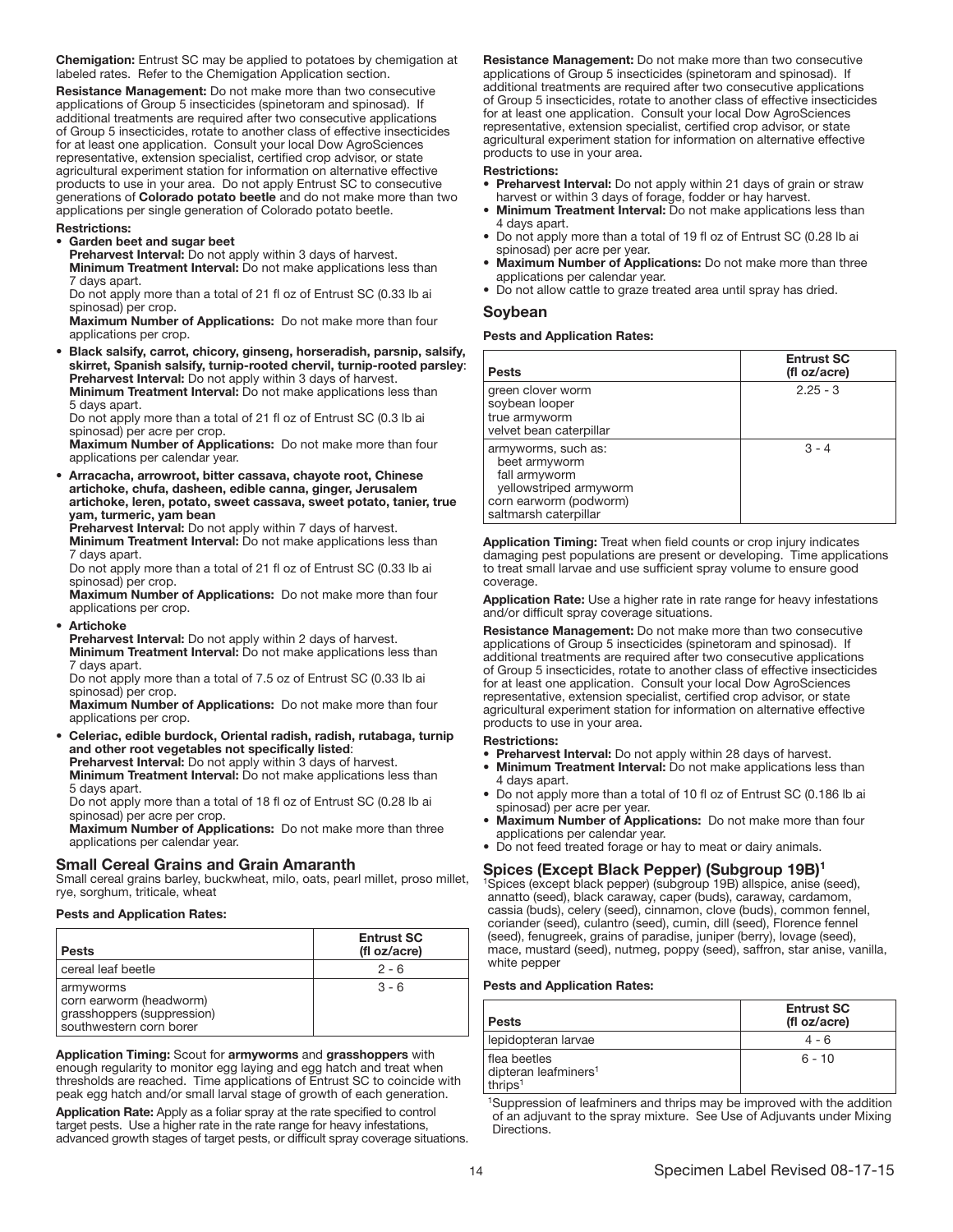**Chemigation:** Entrust SC may be applied to potatoes by chemigation at labeled rates. Refer to the Chemigation Application section.

**Resistance Management:** Do not make more than two consecutive applications of Group 5 insecticides (spinetoram and spinosad). If additional treatments are required after two consecutive applications of Group 5 insecticides, rotate to another class of effective insecticides for at least one application. Consult your local Dow AgroSciences representative, extension specialist, certified crop advisor, or state agricultural experiment station for information on alternative effective products to use in your area. Do not apply Entrust SC to consecutive generations of **Colorado potato beetle** and do not make more than two applications per single generation of Colorado potato beetle.

**Restrictions:**

- **Garden beet and sugar beet**
  **Preharvest Interval:** Do not apply within 3 days of harvest.
  **Minimum Treatment Interval:** Do not make applications less than 7 days apart.
  Do not apply more than a total of 21 fl oz of Entrust SC (0.33 lb ai spinosad) per crop.
  **Maximum Number of Applications:** Do not make more than four applications per crop.
- **Black salsify, carrot, chicory, ginseng, horseradish, parsnip, salsify, skirret, Spanish salsify, turnip-rooted chervil, turnip-rooted parsley**:
  **Preharvest Interval:** Do not apply within 3 days of harvest.
  **Minimum Treatment Interval:** Do not make applications less than 5 days apart.
  Do not apply more than a total of 21 fl oz of Entrust SC (0.3 lb ai spinosad) per acre per crop.
  **Maximum Number of Applications:** Do not make more than four applications per calendar year.
- **Arracacha, arrowroot, bitter cassava, chayote root, Chinese artichoke, chufa, dasheen, edible canna, ginger, Jerusalem artichoke, leren, potato, sweet cassava, sweet potato, tanier, true yam, turmeric, yam bean**
  **Preharvest Interval:** Do not apply within 7 days of harvest.
  **Minimum Treatment Interval:** Do not make applications less than 7 days apart.
  Do not apply more than a total of 21 fl oz of Entrust SC (0.33 lb ai spinosad) per crop.
  **Maximum Number of Applications:** Do not make more than four applications per crop.
- **Artichoke**
  **Preharvest Interval:** Do not apply within 2 days of harvest.
  **Minimum Treatment Interval:** Do not make applications less than 7 days apart.
  Do not apply more than a total of 7.5 oz of Entrust SC (0.33 lb ai spinosad) per crop.
  **Maximum Number of Applications:** Do not make more than four applications per crop.
- **Celeriac, edible burdock, Oriental radish, radish, rutabaga, turnip and other root vegetables not specifically listed**:
  **Preharvest Interval:** Do not apply within 3 days of harvest.
  **Minimum Treatment Interval:** Do not make applications less than 5 days apart.
  Do not apply more than a total of 18 fl oz of Entrust SC (0.28 lb ai spinosad) per acre per crop.
  **Maximum Number of Applications:** Do not make more than three applications per calendar year.

## Small Cereal Grains and Grain Amaranth

Small cereal grains barley, buckwheat, milo, oats, pearl millet, proso millet, rye, sorghum, triticale, wheat

**Pests and Application Rates:**

| Pests | Entrust SC (fl oz/acre) |
|---|---|
| cereal leaf beetle | 2 - 6 |
| armyworms<br>corn earworm (headworm)<br>grasshoppers (suppression)<br>southwestern corn borer | 3 - 6 |

**Application Timing:** Scout for **armyworms** and **grasshoppers** with enough regularity to monitor egg laying and egg hatch and treat when thresholds are reached. Time applications of Entrust SC to coincide with peak egg hatch and/or small larval stage of growth of each generation.

**Application Rate:** Apply as a foliar spray at the rate specified to control target pests. Use a higher rate in the rate range for heavy infestations, advanced growth stages of target pests, or difficult spray coverage situations.

**Resistance Management:** Do not make more than two consecutive applications of Group 5 insecticides (spinetoram and spinosad). If additional treatments are required after two consecutive applications of Group 5 insecticides, rotate to another class of effective insecticides for at least one application. Consult your local Dow AgroSciences representative, extension specialist, certified crop advisor, or state agricultural experiment station for information on alternative effective products to use in your area.

**Restrictions:**

- **Preharvest Interval:** Do not apply within 21 days of grain or straw harvest or within 3 days of forage, fodder or hay harvest.
- **Minimum Treatment Interval:** Do not make applications less than 4 days apart.
- Do not apply more than a total of 19 fl oz of Entrust SC (0.28 lb ai spinosad) per acre per year.
- **Maximum Number of Applications:** Do not make more than three applications per calendar year.
- Do not allow cattle to graze treated area until spray has dried.

## Soybean

**Pests and Application Rates:**

| Pests | Entrust SC (fl oz/acre) |
|---|---|
| green clover worm<br>soybean looper<br>true armyworm<br>velvet bean caterpillar | 2.25 - 3 |
| armyworms, such as:<br>beet armyworm<br>fall armyworm<br>yellowstriped armyworm<br>corn earworm (podworm)<br>saltmarsh caterpillar | 3 - 4 |

**Application Timing:** Treat when field counts or crop injury indicates damaging pest populations are present or developing. Time applications to treat small larvae and use sufficient spray volume to ensure good coverage.

**Application Rate:** Use a higher rate in rate range for heavy infestations and/or difficult spray coverage situations.

**Resistance Management:** Do not make more than two consecutive applications of Group 5 insecticides (spinetoram and spinosad). If additional treatments are required after two consecutive applications of Group 5 insecticides, rotate to another class of effective insecticides for at least one application. Consult your local Dow AgroSciences representative, extension specialist, certified crop advisor, or state agricultural experiment station for information on alternative effective products to use in your area.

**Restrictions:**

- **Preharvest Interval:** Do not apply within 28 days of harvest.
- **Minimum Treatment Interval:** Do not make applications less than 4 days apart.
- Do not apply more than a total of 10 fl oz of Entrust SC (0.186 lb ai spinosad) per acre per year.
- **Maximum Number of Applications:** Do not make more than four applications per calendar year.
- Do not feed treated forage or hay to meat or dairy animals.

## Spices (Except Black Pepper) (Subgroup 19B)[1]

[1]Spices (except black pepper) (subgroup 19B) allspice, anise (seed), annatto (seed), black caraway, caper (buds), caraway, cardamom, cassia (buds), celery (seed), cinnamon, clove (buds), common fennel, coriander (seed), culantro (seed), cumin, dill (seed), Florence fennel (seed), fenugreek, grains of paradise, juniper (berry), lovage (seed), mace, mustard (seed), nutmeg, poppy (seed), saffron, star anise, vanilla, white pepper

**Pests and Application Rates:**

| Pests | Entrust SC (fl oz/acre) |
|---|---|
| lepidopteran larvae | 4 - 6 |
| flea beetles<br>dipteran leafminers[1]<br>thrips[1] | 6 - 10 |

[1]Suppression of leafminers and thrips may be improved with the addition of an adjuvant to the spray mixture. See Use of Adjuvants under Mixing Directions.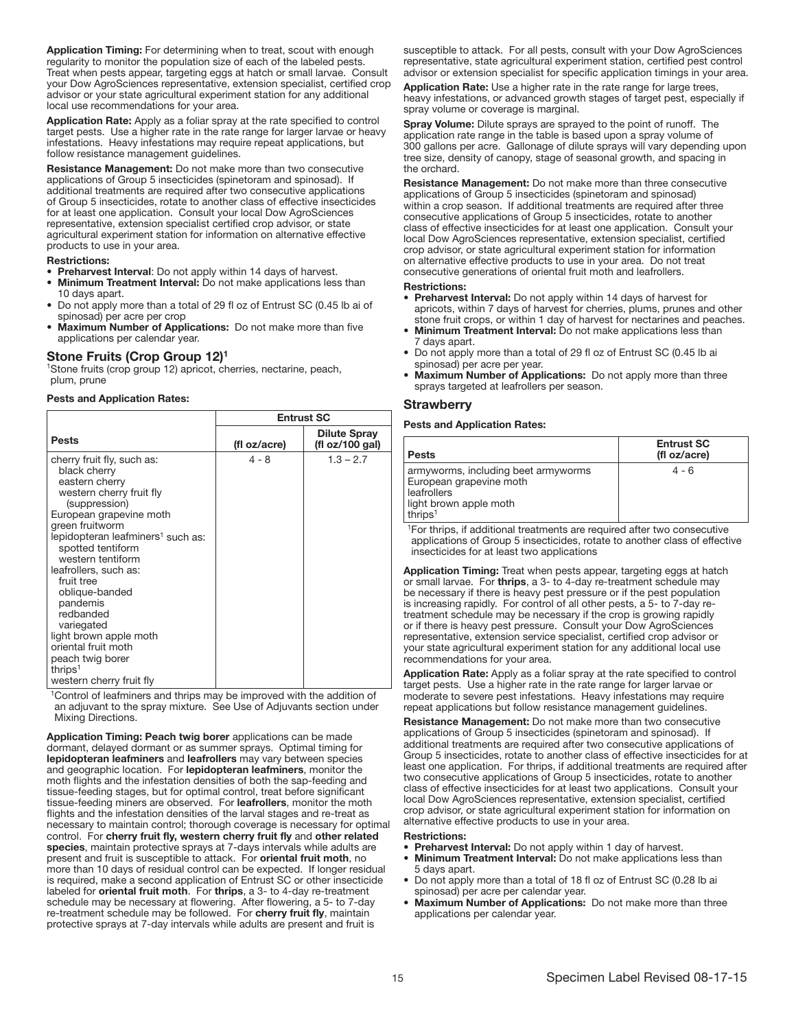**Application Timing:** For determining when to treat, scout with enough regularity to monitor the population size of each of the labeled pests. Treat when pests appear, targeting eggs at hatch or small larvae. Consult your Dow AgroSciences representative, extension specialist, certified crop advisor or your state agricultural experiment station for any additional local use recommendations for your area.

**Application Rate:** Apply as a foliar spray at the rate specified to control target pests. Use a higher rate in the rate range for larger larvae or heavy infestations. Heavy infestations may require repeat applications, but follow resistance management guidelines.

**Resistance Management:** Do not make more than two consecutive applications of Group 5 insecticides (spinetoram and spinosad). If additional treatments are required after two consecutive applications of Group 5 insecticides, rotate to another class of effective insecticides for at least one application. Consult your local Dow AgroSciences representative, extension specialist certified crop advisor, or state agricultural experiment station for information on alternative effective products to use in your area.

**Restrictions:**

- **Preharvest Interval**: Do not apply within 14 days of harvest.
- **Minimum Treatment Interval:** Do not make applications less than 10 days apart.
- Do not apply more than a total of 29 fl oz of Entrust SC (0.45 lb ai of spinosad) per acre per crop
- **Maximum Number of Applications:** Do not make more than five applications per calendar year.

## Stone Fruits (Crop Group 12)[1]

[1]Stone fruits (crop group 12) apricot, cherries, nectarine, peach, plum, prune

**Pests and Application Rates:**

| Pests | Entrust SC | |
|---|---|---|
| | (fl oz/acre) | Dilute Spray (fl oz/100 gal) |
| cherry fruit fly, such as:<br>black cherry<br>eastern cherry<br>western cherry fruit fly (suppression)<br>European grapevine moth<br>green fruitworm<br>lepidopteran leafminers[1] such as:<br>spotted tentiform<br>western tentiform<br>leafrollers, such as:<br>fruit tree<br>oblique-banded<br>pandemis<br>redbanded<br>variegated<br>light brown apple moth<br>oriental fruit moth<br>peach twig borer<br>thrips[1]<br>western cherry fruit fly | 4 - 8 | 1.3 – 2.7 |

[1]Control of leafminers and thrips may be improved with the addition of an adjuvant to the spray mixture. See Use of Adjuvants section under Mixing Directions.

**Application Timing: Peach twig borer** applications can be made dormant, delayed dormant or as summer sprays. Optimal timing for **lepidopteran leafminers** and **leafrollers** may vary between species and geographic location. For **lepidopteran leafminers**, monitor the moth flights and the infestation densities of both the sap-feeding and tissue-feeding stages, but for optimal control, treat before significant tissue-feeding miners are observed. For **leafrollers**, monitor the moth flights and the infestation densities of the larval stages and re-treat as necessary to maintain control; thorough coverage is necessary for optimal control. For **cherry fruit fly, western cherry fruit fly** and **other related species**, maintain protective sprays at 7-days intervals while adults are present and fruit is susceptible to attack. For **oriental fruit moth**, no more than 10 days of residual control can be expected. If longer residual is required, make a second application of Entrust SC or other insecticide labeled for **oriental fruit moth**. For **thrips**, a 3- to 4-day re-treatment schedule may be necessary at flowering. After flowering, a 5- to 7-day re-treatment schedule may be followed. For **cherry fruit fly**, maintain protective sprays at 7-day intervals while adults are present and fruit is susceptible to attack. For all pests, consult with your Dow AgroSciences representative, state agricultural experiment station, certified pest control advisor or extension specialist for specific application timings in your area.

**Application Rate:** Use a higher rate in the rate range for large trees, heavy infestations, or advanced growth stages of target pest, especially if spray volume or coverage is marginal.

**Spray Volume:** Dilute sprays are sprayed to the point of runoff. The application rate range in the table is based upon a spray volume of 300 gallons per acre. Gallonage of dilute sprays will vary depending upon tree size, density of canopy, stage of seasonal growth, and spacing in the orchard.

**Resistance Management:** Do not make more than three consecutive applications of Group 5 insecticides (spinetoram and spinosad) within a crop season. If additional treatments are required after three consecutive applications of Group 5 insecticides, rotate to another class of effective insecticides for at least one application. Consult your local Dow AgroSciences representative, extension specialist, certified crop advisor, or state agricultural experiment station for information on alternative effective products to use in your area. Do not treat consecutive generations of oriental fruit moth and leafrollers.

**Restrictions:**

- **Preharvest Interval:** Do not apply within 14 days of harvest for apricots, within 7 days of harvest for cherries, plums, prunes and other stone fruit crops, or within 1 day of harvest for nectarines and peaches.
- **Minimum Treatment Interval:** Do not make applications less than 7 days apart.
- Do not apply more than a total of 29 fl oz of Entrust SC (0.45 lb ai spinosad) per acre per year.
- **Maximum Number of Applications:** Do not apply more than three sprays targeted at leafrollers per season.

## Strawberry

**Pests and Application Rates:**

| Pests | Entrust SC (fl oz/acre) |
|---|---|
| armyworms, including beet armyworms<br>European grapevine moth<br>leafrollers<br>light brown apple moth<br>thrips[1] | 4 - 6 |

[1]For thrips, if additional treatments are required after two consecutive applications of Group 5 insecticides, rotate to another class of effective insecticides for at least two applications

**Application Timing:** Treat when pests appear, targeting eggs at hatch or small larvae. For **thrips**, a 3- to 4-day re-treatment schedule may be necessary if there is heavy pest pressure or if the pest population is increasing rapidly. For control of all other pests, a 5- to 7-day re-treatment schedule may be necessary if the crop is growing rapidly or if there is heavy pest pressure. Consult your Dow AgroSciences representative, extension service specialist, certified crop advisor or your state agricultural experiment station for any additional local use recommendations for your area.

**Application Rate:** Apply as a foliar spray at the rate specified to control target pests. Use a higher rate in the rate range for larger larvae or moderate to severe pest infestations. Heavy infestations may require repeat applications but follow resistance management guidelines.

**Resistance Management:** Do not make more than two consecutive applications of Group 5 insecticides (spinetoram and spinosad). If additional treatments are required after two consecutive applications of Group 5 insecticides, rotate to another class of effective insecticides for at least one application. For thrips, if additional treatments are required after two consecutive applications of Group 5 insecticides, rotate to another class of effective insecticides for at least two applications. Consult your local Dow AgroSciences representative, extension specialist, certified crop advisor, or state agricultural experiment station for information on alternative effective products to use in your area.

**Restrictions:**

- **Preharvest Interval:** Do not apply within 1 day of harvest.
- **Minimum Treatment Interval:** Do not make applications less than 5 days apart.
- Do not apply more than a total of 18 fl oz of Entrust SC (0.28 lb ai spinosad) per acre per calendar year.
- **Maximum Number of Applications:** Do not make more than three applications per calendar year.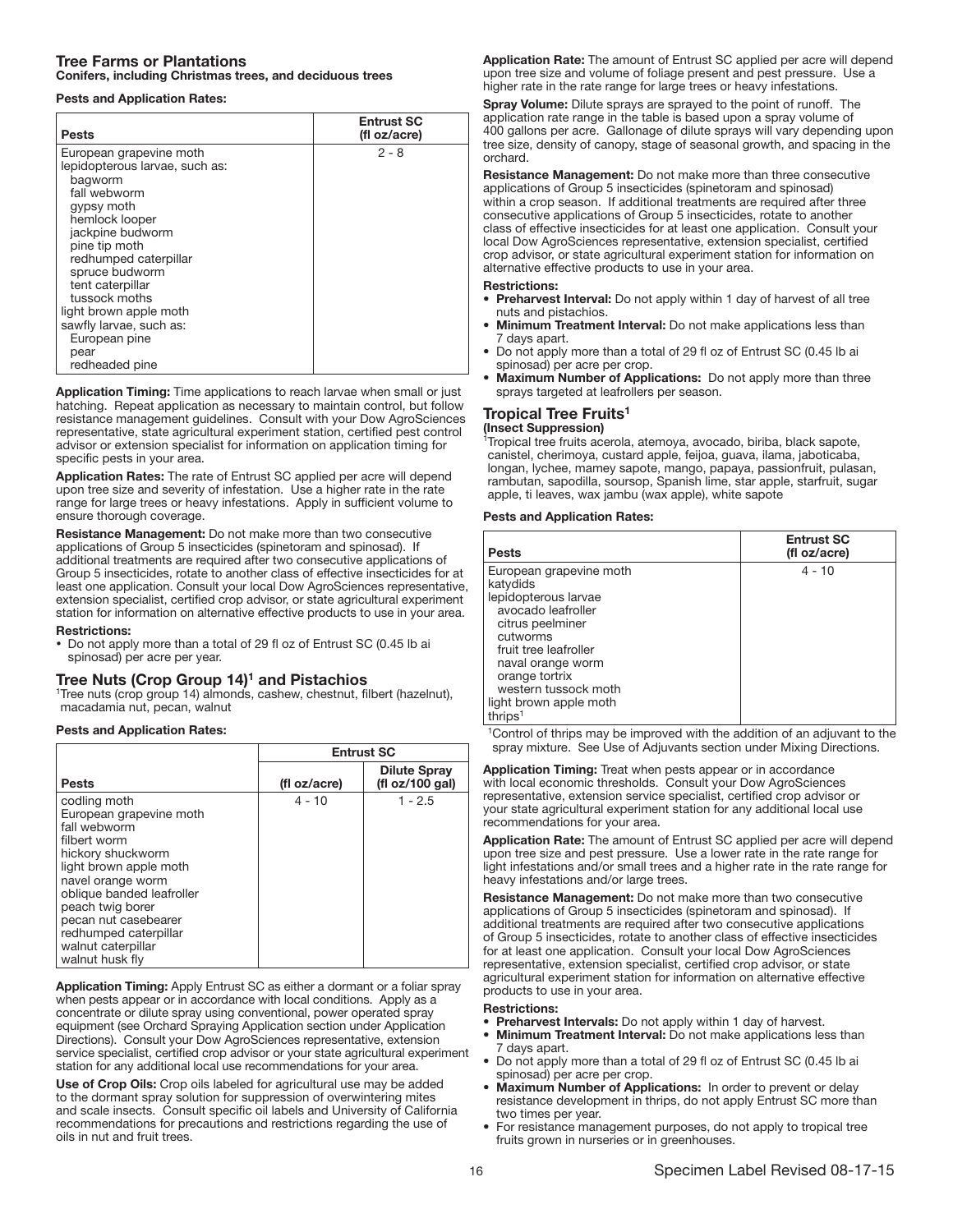## Tree Farms or Plantations

**Conifers, including Christmas trees, and deciduous trees**

**Pests and Application Rates:**

| Pests | Entrust SC (fl oz/acre) |
|---|---|
| European grapevine moth<br>lepidopterous larvae, such as:<br>bagworm<br>fall webworm<br>gypsy moth<br>hemlock looper<br>jackpine budworm<br>pine tip moth<br>redhumped caterpillar<br>spruce budworm<br>tent caterpillar<br>tussock moths<br>light brown apple moth<br>sawfly larvae, such as:<br>European pine<br>pear<br>redheaded pine | 2 - 8 |

**Application Timing:** Time applications to reach larvae when small or just hatching. Repeat application as necessary to maintain control, but follow resistance management guidelines. Consult with your Dow AgroSciences representative, state agricultural experiment station, certified pest control advisor or extension specialist for information on application timing for specific pests in your area.

**Application Rates:** The rate of Entrust SC applied per acre will depend upon tree size and severity of infestation. Use a higher rate in the rate range for large trees or heavy infestations. Apply in sufficient volume to ensure thorough coverage.

**Resistance Management:** Do not make more than two consecutive applications of Group 5 insecticides (spinetoram and spinosad). If additional treatments are required after two consecutive applications of Group 5 insecticides, rotate to another class of effective insecticides for at least one application. Consult your local Dow AgroSciences representative, extension specialist, certified crop advisor, or state agricultural experiment station for information on alternative effective products to use in your area.

**Restrictions:**

- Do not apply more than a total of 29 fl oz of Entrust SC (0.45 lb ai spinosad) per acre per year.

## Tree Nuts (Crop Group 14)[1] and Pistachios

[1]Tree nuts (crop group 14) almonds, cashew, chestnut, filbert (hazelnut), macadamia nut, pecan, walnut

**Pests and Application Rates:**

| | Entrust SC | |
|---|---|---|
| **Pests** | **(fl oz/acre)** | **Dilute Spray (fl oz/100 gal)** |
| codling moth<br>European grapevine moth<br>fall webworm<br>filbert worm<br>hickory shuckworm<br>light brown apple moth<br>navel orange worm<br>oblique banded leafroller<br>peach twig borer<br>pecan nut casebearer<br>redhumped caterpillar<br>walnut caterpillar<br>walnut husk fly | 4 - 10 | 1 - 2.5 |

**Application Timing:** Apply Entrust SC as either a dormant or a foliar spray when pests appear or in accordance with local conditions. Apply as a concentrate or dilute spray using conventional, power operated spray equipment (see Orchard Spraying Application section under Application Directions). Consult your Dow AgroSciences representative, extension service specialist, certified crop advisor or your state agricultural experiment station for any additional local use recommendations for your area.

**Use of Crop Oils:** Crop oils labeled for agricultural use may be added to the dormant spray solution for suppression of overwintering mites and scale insects. Consult specific oil labels and University of California recommendations for precautions and restrictions regarding the use of oils in nut and fruit trees.

**Application Rate:** The amount of Entrust SC applied per acre will depend upon tree size and volume of foliage present and pest pressure. Use a higher rate in the rate range for large trees or heavy infestations.

**Spray Volume:** Dilute sprays are sprayed to the point of runoff. The application rate range in the table is based upon a spray volume of 400 gallons per acre. Gallonage of dilute sprays will vary depending upon tree size, density of canopy, stage of seasonal growth, and spacing in the orchard.

**Resistance Management:** Do not make more than three consecutive applications of Group 5 insecticides (spinetoram and spinosad) within a crop season. If additional treatments are required after three consecutive applications of Group 5 insecticides, rotate to another class of effective insecticides for at least one application. Consult your local Dow AgroSciences representative, extension specialist, certified crop advisor, or state agricultural experiment station for information on alternative effective products to use in your area.

**Restrictions:**

- **Preharvest Interval:** Do not apply within 1 day of harvest of all tree nuts and pistachios.
- **Minimum Treatment Interval:** Do not make applications less than 7 days apart.
- Do not apply more than a total of 29 fl oz of Entrust SC (0.45 lb ai spinosad) per acre per crop.
- **Maximum Number of Applications:** Do not apply more than three sprays targeted at leafrollers per season.

## Tropical Tree Fruits[1]

**(Insect Suppression)**

[1]Tropical tree fruits acerola, atemoya, avocado, biriba, black sapote, canistel, cherimoya, custard apple, feijoa, guava, ilama, jaboticaba, longan, lychee, mamey sapote, mango, papaya, passionfruit, pulasan, rambutan, sapodilla, soursop, Spanish lime, star apple, starfruit, sugar apple, ti leaves, wax jambu (wax apple), white sapote

**Pests and Application Rates:**

| Pests | Entrust SC (fl oz/acre) |
|---|---|
| European grapevine moth<br>katydids<br>lepidopterous larvae<br>avocado leafroller<br>citrus peelminer<br>cutworms<br>fruit tree leafroller<br>naval orange worm<br>orange tortrix<br>western tussock moth<br>light brown apple moth<br>thrips[1] | 4 - 10 |

[1]Control of thrips may be improved with the addition of an adjuvant to the spray mixture. See Use of Adjuvants section under Mixing Directions.

**Application Timing:** Treat when pests appear or in accordance with local economic thresholds. Consult your Dow AgroSciences representative, extension service specialist, certified crop advisor or your state agricultural experiment station for any additional local use recommendations for your area.

**Application Rate:** The amount of Entrust SC applied per acre will depend upon tree size and pest pressure. Use a lower rate in the rate range for light infestations and/or small trees and a higher rate in the rate range for heavy infestations and/or large trees.

**Resistance Management:** Do not make more than two consecutive applications of Group 5 insecticides (spinetoram and spinosad). If additional treatments are required after two consecutive applications of Group 5 insecticides, rotate to another class of effective insecticides for at least one application. Consult your local Dow AgroSciences representative, extension specialist, certified crop advisor, or state agricultural experiment station for information on alternative effective products to use in your area.

**Restrictions:**

- **Preharvest Intervals:** Do not apply within 1 day of harvest.
- **Minimum Treatment Interval:** Do not make applications less than 7 days apart.
- Do not apply more than a total of 29 fl oz of Entrust SC (0.45 lb ai spinosad) per acre per crop.
- **Maximum Number of Applications:** In order to prevent or delay resistance development in thrips, do not apply Entrust SC more than two times per year.
- For resistance management purposes, do not apply to tropical tree fruits grown in nurseries or in greenhouses.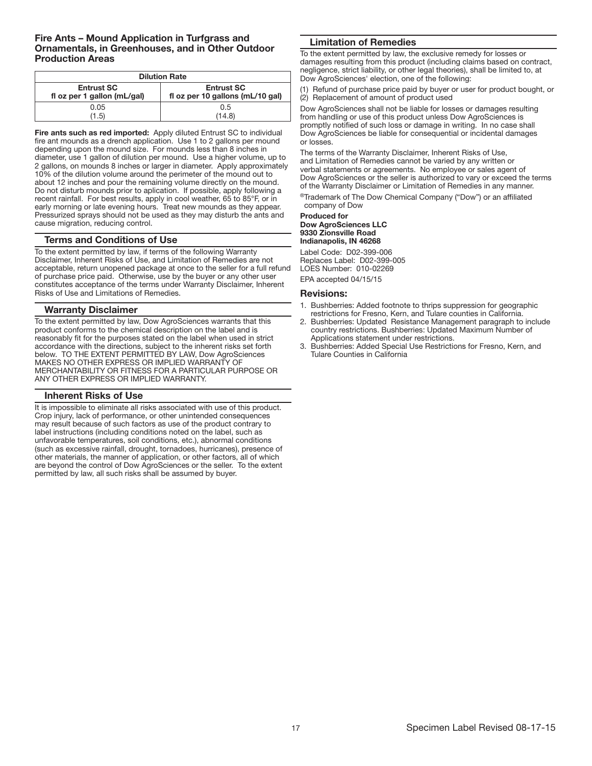### Fire Ants – Mound Application in Turfgrass and Ornamentals, in Greenhouses, and in Other Outdoor Production Areas

| Dilution Rate | |
|---|---|
| **Entrust SC fl oz per 1 gallon (mL/gal)** | **Entrust SC fl oz per 10 gallons (mL/10 gal)** |
| 0.05 (1.5) | 0.5 (14.8) |

**Fire ants such as red imported:** Apply diluted Entrust SC to individual fire ant mounds as a drench application. Use 1 to 2 gallons per mound depending upon the mound size. For mounds less than 8 inches in diameter, use 1 gallon of dilution per mound. Use a higher volume, up to 2 gallons, on mounds 8 inches or larger in diameter. Apply approximately 10% of the dilution volume around the perimeter of the mound out to about 12 inches and pour the remaining volume directly on the mound. Do not disturb mounds prior to aplication. If possible, apply following a recent rainfall. For best results, apply in cool weather, 65 to 85°F, or in early morning or late evening hours. Treat new mounds as they appear. Pressurized sprays should not be used as they may disturb the ants and cause migration, reducing control.

## Terms and Conditions of Use

To the extent permitted by law, if terms of the following Warranty Disclaimer, Inherent Risks of Use, and Limitation of Remedies are not acceptable, return unopened package at once to the seller for a full refund of purchase price paid. Otherwise, use by the buyer or any other user constitutes acceptance of the terms under Warranty Disclaimer, Inherent Risks of Use and Limitations of Remedies.

## Warranty Disclaimer

To the extent permitted by law, Dow AgroSciences warrants that this product conforms to the chemical description on the label and is reasonably fit for the purposes stated on the label when used in strict accordance with the directions, subject to the inherent risks set forth below. TO THE EXTENT PERMITTED BY LAW, Dow AgroSciences MAKES NO OTHER EXPRESS OR IMPLIED WARRANTY OF MERCHANTABILITY OR FITNESS FOR A PARTICULAR PURPOSE OR ANY OTHER EXPRESS OR IMPLIED WARRANTY.

## Inherent Risks of Use

It is impossible to eliminate all risks associated with use of this product. Crop injury, lack of performance, or other unintended consequences may result because of such factors as use of the product contrary to label instructions (including conditions noted on the label, such as unfavorable temperatures, soil conditions, etc.), abnormal conditions (such as excessive rainfall, drought, tornadoes, hurricanes), presence of other materials, the manner of application, or other factors, all of which are beyond the control of Dow AgroSciences or the seller. To the extent permitted by law, all such risks shall be assumed by buyer.

## Limitation of Remedies

To the extent permitted by law, the exclusive remedy for losses or damages resulting from this product (including claims based on contract, negligence, strict liability, or other legal theories), shall be limited to, at Dow AgroSciences' election, one of the following:

(1) Refund of purchase price paid by buyer or user for product bought, or
(2) Replacement of amount of product used

Dow AgroSciences shall not be liable for losses or damages resulting from handling or use of this product unless Dow AgroSciences is promptly notified of such loss or damage in writing. In no case shall Dow AgroSciences be liable for consequential or incidental damages or losses.

The terms of the Warranty Disclaimer, Inherent Risks of Use, and Limitation of Remedies cannot be varied by any written or verbal statements or agreements. No employee or sales agent of Dow AgroSciences or the seller is authorized to vary or exceed the terms of the Warranty Disclaimer or Limitation of Remedies in any manner.

®Trademark of The Dow Chemical Company ("Dow") or an affiliated company of Dow

**Produced for**
**Dow AgroSciences LLC**
**9330 Zionsville Road**
**Indianapolis, IN 46268**

Label Code: D02-399-006
Replaces Label: D02-399-005
LOES Number: 010-02269

EPA accepted 04/15/15

### Revisions:

1. Bushberries: Added footnote to thrips suppression for geographic restrictions for Fresno, Kern, and Tulare counties in California.
2. Bushberries: Updated Resistance Management paragraph to include country restrictions. Bushberries: Updated Maximum Number of Applications statement under restrictions.
3. Bushberries: Added Special Use Restrictions for Fresno, Kern, and Tulare Counties in California

Specimen Label Revised 08-17-15